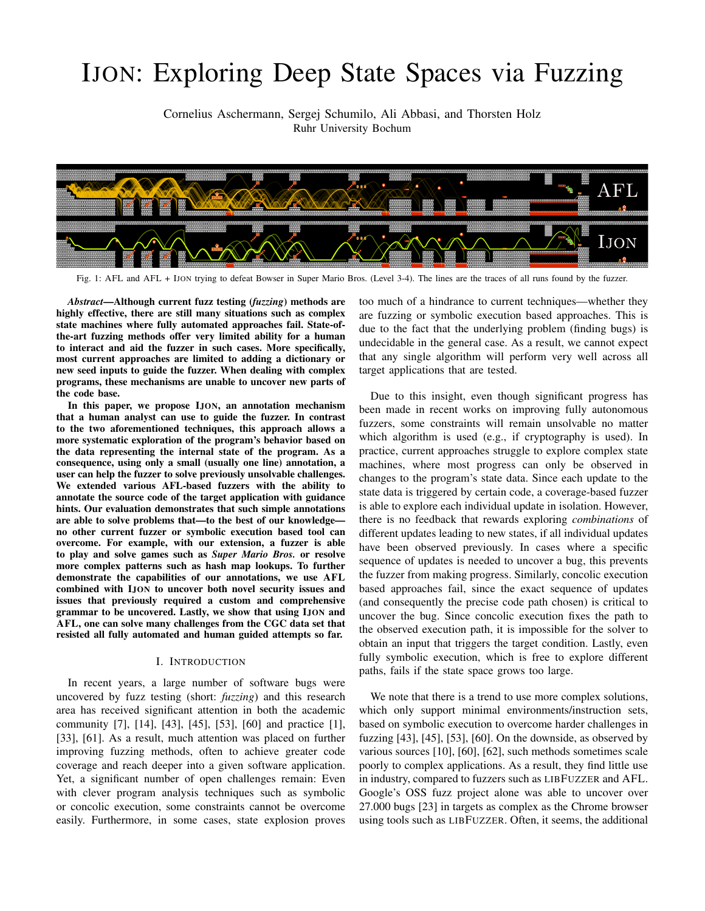# IJON: Exploring Deep State Spaces via Fuzzing

Cornelius Aschermann, Sergej Schumilo, Ali Abbasi, and Thorsten Holz
Ruhr University Bochum

Fig. 1: AFL and AFL + IJON trying to defeat Bowser in Super Mario Bros. (Level 3-4). The lines are the traces of all runs found by the fuzzer.

***Abstract*—Although current fuzz testing (*fuzzing*) methods are highly effective, there are still many situations such as complex state machines where fully automated approaches fail. State-of-the-art fuzzing methods offer very limited ability for a human to interact and aid the fuzzer in such cases. More specifically, most current approaches are limited to adding a dictionary or new seed inputs to guide the fuzzer. When dealing with complex programs, these mechanisms are unable to uncover new parts of the code base.**

**In this paper, we propose IJON, an annotation mechanism that a human analyst can use to guide the fuzzer. In contrast to the two aforementioned techniques, this approach allows a more systematic exploration of the program's behavior based on the data representing the internal state of the program. As a consequence, using only a small (usually one line) annotation, a user can help the fuzzer to solve previously unsolvable challenges. We extended various AFL-based fuzzers with the ability to annotate the source code of the target application with guidance hints. Our evaluation demonstrates that such simple annotations are able to solve problems that—to the best of our knowledge—no other current fuzzer or symbolic execution based tool can overcome. For example, with our extension, a fuzzer is able to play and solve games such as *Super Mario Bros.* or resolve more complex patterns such as hash map lookups. To further demonstrate the capabilities of our annotations, we use AFL combined with IJON to uncover both novel security issues and issues that previously required a custom and comprehensive grammar to be uncovered. Lastly, we show that using IJON and AFL, one can solve many challenges from the CGC data set that resisted all fully automated and human guided attempts so far.**

## I. INTRODUCTION

In recent years, a large number of software bugs were uncovered by fuzz testing (short: *fuzzing*) and this research area has received significant attention in both the academic community [7], [14], [43], [45], [53], [60] and practice [1], [33], [61]. As a result, much attention was placed on further improving fuzzing methods, often to achieve greater code coverage and reach deeper into a given software application. Yet, a significant number of open challenges remain: Even with clever program analysis techniques such as symbolic or concolic execution, some constraints cannot be overcome easily. Furthermore, in some cases, state explosion proves too much of a hindrance to current techniques—whether they are fuzzing or symbolic execution based approaches. This is due to the fact that the underlying problem (finding bugs) is undecidable in the general case. As a result, we cannot expect that any single algorithm will perform very well across all target applications that are tested.

Due to this insight, even though significant progress has been made in recent works on improving fully autonomous fuzzers, some constraints will remain unsolvable no matter which algorithm is used (e.g., if cryptography is used). In practice, current approaches struggle to explore complex state machines, where most progress can only be observed in changes to the program's state data. Since each update to the state data is triggered by certain code, a coverage-based fuzzer is able to explore each individual update in isolation. However, there is no feedback that rewards exploring *combinations* of different updates leading to new states, if all individual updates have been observed previously. In cases where a specific sequence of updates is needed to uncover a bug, this prevents the fuzzer from making progress. Similarly, concolic execution based approaches fail, since the exact sequence of updates (and consequently the precise code path chosen) is critical to uncover the bug. Since concolic execution fixes the path to the observed execution path, it is impossible for the solver to obtain an input that triggers the target condition. Lastly, even fully symbolic execution, which is free to explore different paths, fails if the state space grows too large.

We note that there is a trend to use more complex solutions, which only support minimal environments/instruction sets, based on symbolic execution to overcome harder challenges in fuzzing [43], [45], [53], [60]. On the downside, as observed by various sources [10], [60], [62], such methods sometimes scale poorly to complex applications. As a result, they find little use in industry, compared to fuzzers such as LIBFUZZER and AFL. Google's OSS fuzz project alone was able to uncover over 27.000 bugs [23] in targets as complex as the Chrome browser using tools such as LIBFUZZER. Often, it seems, the additional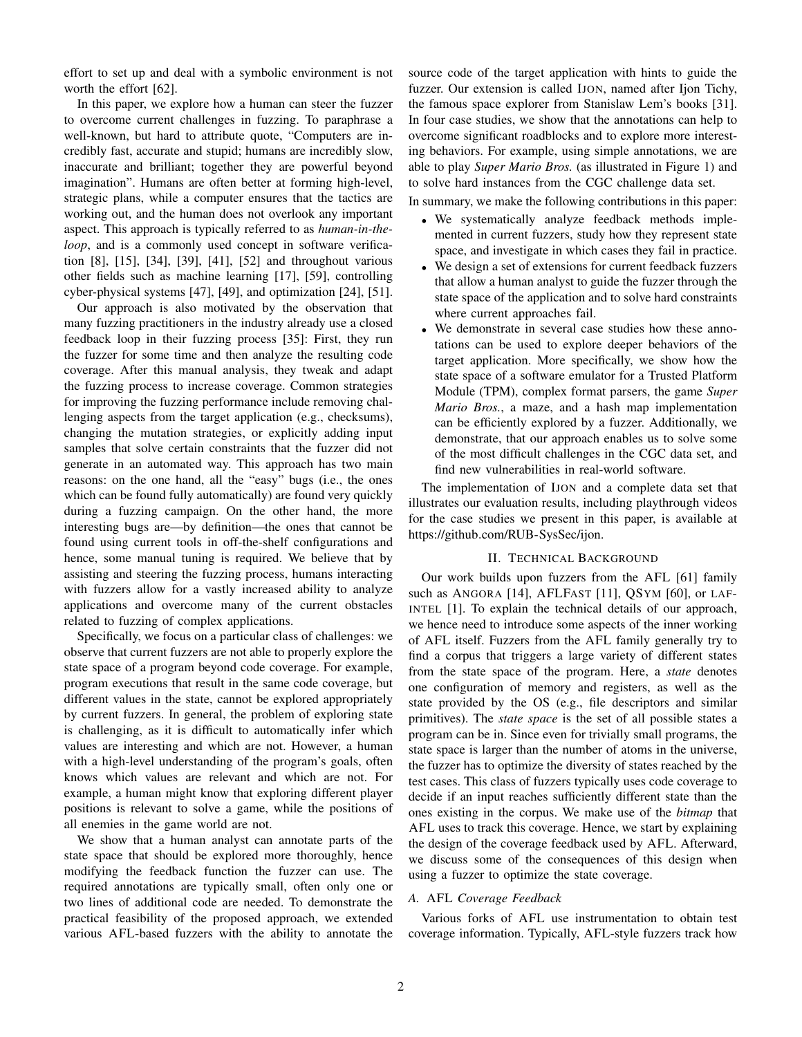effort to set up and deal with a symbolic environment is not worth the effort [62].

In this paper, we explore how a human can steer the fuzzer to overcome current challenges in fuzzing. To paraphrase a well-known, but hard to attribute quote, "Computers are incredibly fast, accurate and stupid; humans are incredibly slow, inaccurate and brilliant; together they are powerful beyond imagination". Humans are often better at forming high-level, strategic plans, while a computer ensures that the tactics are working out, and the human does not overlook any important aspect. This approach is typically referred to as *human-in-the-loop*, and is a commonly used concept in software verification [8], [15], [34], [39], [41], [52] and throughout various other fields such as machine learning [17], [59], controlling cyber-physical systems [47], [49], and optimization [24], [51].

Our approach is also motivated by the observation that many fuzzing practitioners in the industry already use a closed feedback loop in their fuzzing process [35]: First, they run the fuzzer for some time and then analyze the resulting code coverage. After this manual analysis, they tweak and adapt the fuzzing process to increase coverage. Common strategies for improving the fuzzing performance include removing challenging aspects from the target application (e.g., checksums), changing the mutation strategies, or explicitly adding input samples that solve certain constraints that the fuzzer did not generate in an automated way. This approach has two main reasons: on the one hand, all the "easy" bugs (i.e., the ones which can be found fully automatically) are found very quickly during a fuzzing campaign. On the other hand, the more interesting bugs are—by definition—the ones that cannot be found using current tools in off-the-shelf configurations and hence, some manual tuning is required. We believe that by assisting and steering the fuzzing process, humans interacting with fuzzers allow for a vastly increased ability to analyze applications and overcome many of the current obstacles related to fuzzing of complex applications.

Specifically, we focus on a particular class of challenges: we observe that current fuzzers are not able to properly explore the state space of a program beyond code coverage. For example, program executions that result in the same code coverage, but different values in the state, cannot be explored appropriately by current fuzzers. In general, the problem of exploring state is challenging, as it is difficult to automatically infer which values are interesting and which are not. However, a human with a high-level understanding of the program's goals, often knows which values are relevant and which are not. For example, a human might know that exploring different player positions is relevant to solve a game, while the positions of all enemies in the game world are not.

We show that a human analyst can annotate parts of the state space that should be explored more thoroughly, hence modifying the feedback function the fuzzer can use. The required annotations are typically small, often only one or two lines of additional code are needed. To demonstrate the practical feasibility of the proposed approach, we extended various AFL-based fuzzers with the ability to annotate the source code of the target application with hints to guide the fuzzer. Our extension is called IJON, named after Ijon Tichy, the famous space explorer from Stanislaw Lem's books [31]. In four case studies, we show that the annotations can help to overcome significant roadblocks and to explore more interesting behaviors. For example, using simple annotations, we are able to play *Super Mario Bros.* (as illustrated in Figure 1) and to solve hard instances from the CGC challenge data set.

In summary, we make the following contributions in this paper:

- We systematically analyze feedback methods implemented in current fuzzers, study how they represent state space, and investigate in which cases they fail in practice.
- We design a set of extensions for current feedback fuzzers that allow a human analyst to guide the fuzzer through the state space of the application and to solve hard constraints where current approaches fail.
- We demonstrate in several case studies how these annotations can be used to explore deeper behaviors of the target application. More specifically, we show how the state space of a software emulator for a Trusted Platform Module (TPM), complex format parsers, the game *Super Mario Bros.*, a maze, and a hash map implementation can be efficiently explored by a fuzzer. Additionally, we demonstrate, that our approach enables us to solve some of the most difficult challenges in the CGC data set, and find new vulnerabilities in real-world software.

The implementation of IJON and a complete data set that illustrates our evaluation results, including playthrough videos for the case studies we present in this paper, is available at https://github.com/RUB-SysSec/ijon.

## II. Technical Background

Our work builds upon fuzzers from the AFL [61] family such as ANGORA [14], AFLFAST [11], QSYM [60], or LAF-INTEL [1]. To explain the technical details of our approach, we hence need to introduce some aspects of the inner working of AFL itself. Fuzzers from the AFL family generally try to find a corpus that triggers a large variety of different states from the state space of the program. Here, a *state* denotes one configuration of memory and registers, as well as the state provided by the OS (e.g., file descriptors and similar primitives). The *state space* is the set of all possible states a program can be in. Since even for trivially small programs, the state space is larger than the number of atoms in the universe, the fuzzer has to optimize the diversity of states reached by the test cases. This class of fuzzers typically uses code coverage to decide if an input reaches sufficiently different state than the ones existing in the corpus. We make use of the *bitmap* that AFL uses to track this coverage. Hence, we start by explaining the design of the coverage feedback used by AFL. Afterward, we discuss some of the consequences of this design when using a fuzzer to optimize the state coverage.

### A. AFL *Coverage Feedback*

Various forks of AFL use instrumentation to obtain test coverage information. Typically, AFL-style fuzzers track how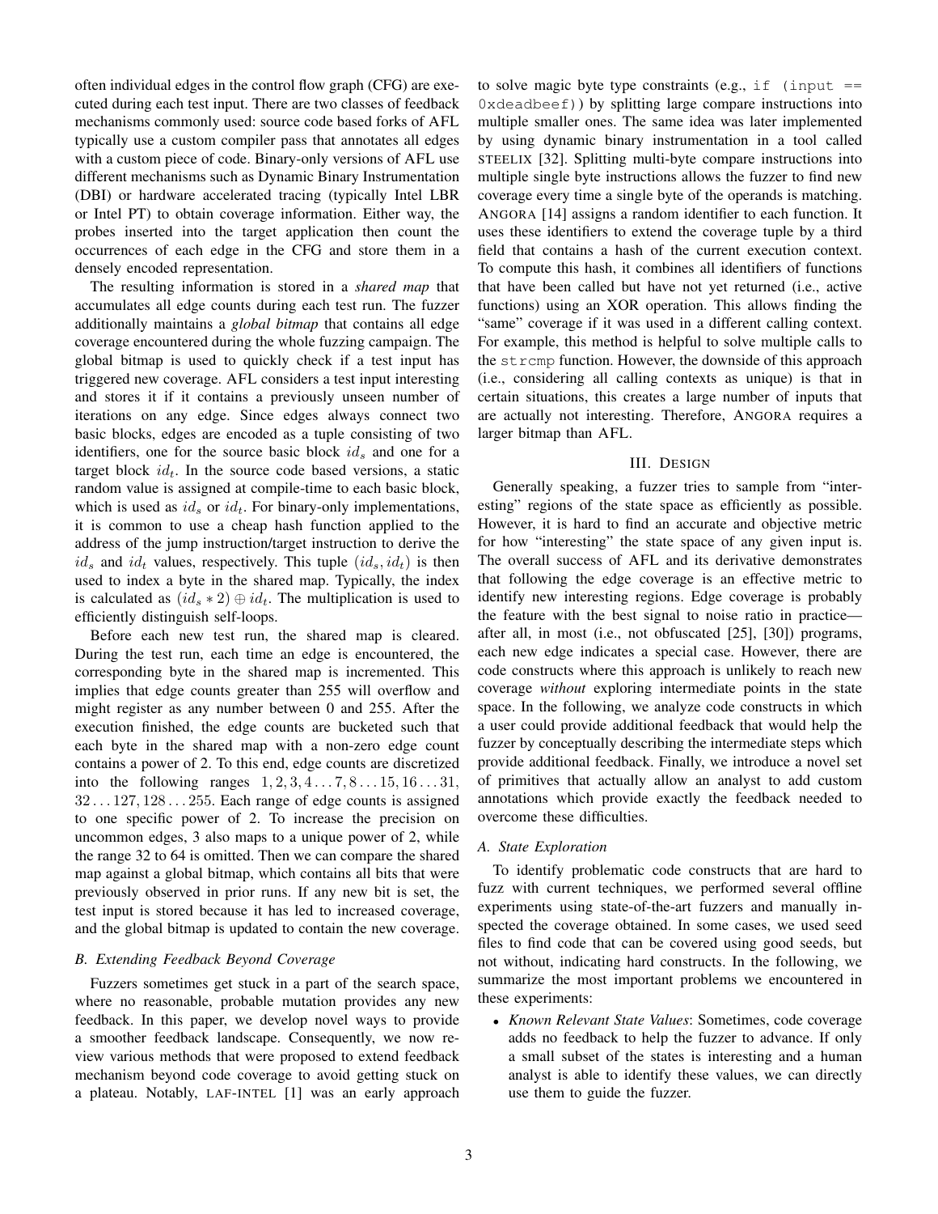often individual edges in the control flow graph (CFG) are executed during each test input. There are two classes of feedback mechanisms commonly used: source code based forks of AFL typically use a custom compiler pass that annotates all edges with a custom piece of code. Binary-only versions of AFL use different mechanisms such as Dynamic Binary Instrumentation (DBI) or hardware accelerated tracing (typically Intel LBR or Intel PT) to obtain coverage information. Either way, the probes inserted into the target application then count the occurrences of each edge in the CFG and store them in a densely encoded representation.

The resulting information is stored in a *shared map* that accumulates all edge counts during each test run. The fuzzer additionally maintains a *global bitmap* that contains all edge coverage encountered during the whole fuzzing campaign. The global bitmap is used to quickly check if a test input has triggered new coverage. AFL considers a test input interesting and stores it if it contains a previously unseen number of iterations on any edge. Since edges always connect two basic blocks, edges are encoded as a tuple consisting of two identifiers, one for the source basic block $id_s$ and one for a target block $id_t$. In the source code based versions, a static random value is assigned at compile-time to each basic block, which is used as $id_s$ or $id_t$. For binary-only implementations, it is common to use a cheap hash function applied to the address of the jump instruction/target instruction to derive the $id_s$ and $id_t$ values, respectively. This tuple $(id_s, id_t)$ is then used to index a byte in the shared map. Typically, the index is calculated as $(id_s * 2) \oplus id_t$. The multiplication is used to efficiently distinguish self-loops.

Before each new test run, the shared map is cleared. During the test run, each time an edge is encountered, the corresponding byte in the shared map is incremented. This implies that edge counts greater than 255 will overflow and might register as any number between 0 and 255. After the execution finished, the edge counts are bucketed such that each byte in the shared map with a non-zero edge count contains a power of 2. To this end, edge counts are discretized into the following ranges $1, 2, 3, 4 \dots 7, 8 \dots 15, 16 \dots 31, 32 \dots 127, 128 \dots 255$. Each range of edge counts is assigned to one specific power of 2. To increase the precision on uncommon edges, 3 also maps to a unique power of 2, while the range 32 to 64 is omitted. Then we can compare the shared map against a global bitmap, which contains all bits that were previously observed in prior runs. If any new bit is set, the test input is stored because it has led to increased coverage, and the global bitmap is updated to contain the new coverage.

### B. Extending Feedback Beyond Coverage

Fuzzers sometimes get stuck in a part of the search space, where no reasonable, probable mutation provides any new feedback. In this paper, we develop novel ways to provide a smoother feedback landscape. Consequently, we now review various methods that were proposed to extend feedback mechanism beyond code coverage to avoid getting stuck on a plateau. Notably, LAF-INTEL [1] was an early approach to solve magic byte type constraints (e.g., `if (input == 0xdeadbeef)`) by splitting large compare instructions into multiple smaller ones. The same idea was later implemented by using dynamic binary instrumentation in a tool called STEELIX [32]. Splitting multi-byte compare instructions into multiple single byte instructions allows the fuzzer to find new coverage every time a single byte of the operands is matching. ANGORA [14] assigns a random identifier to each function. It uses these identifiers to extend the coverage tuple by a third field that contains a hash of the current execution context. To compute this hash, it combines all identifiers of functions that have been called but have not yet returned (i.e., active functions) using an XOR operation. This allows finding the "same" coverage if it was used in a different calling context. For example, this method is helpful to solve multiple calls to the `strcmp` function. However, the downside of this approach (i.e., considering all calling contexts as unique) is that in certain situations, this creates a large number of inputs that are actually not interesting. Therefore, ANGORA requires a larger bitmap than AFL.

## III. Design

Generally speaking, a fuzzer tries to sample from "interesting" regions of the state space as efficiently as possible. However, it is hard to find an accurate and objective metric for how "interesting" the state space of any given input is. The overall success of AFL and its derivative demonstrates that following the edge coverage is an effective metric to identify new interesting regions. Edge coverage is probably the feature with the best signal to noise ratio in practice—after all, in most (i.e., not obfuscated [25], [30]) programs, each new edge indicates a special case. However, there are code constructs where this approach is unlikely to reach new coverage *without* exploring intermediate points in the state space. In the following, we analyze code constructs in which a user could provide additional feedback that would help the fuzzer by conceptually describing the intermediate steps which provide additional feedback. Finally, we introduce a novel set of primitives that actually allow an analyst to add custom annotations which provide exactly the feedback needed to overcome these difficulties.

### A. State Exploration

To identify problematic code constructs that are hard to fuzz with current techniques, we performed several offline experiments using state-of-the-art fuzzers and manually inspected the coverage obtained. In some cases, we used seed files to find code that can be covered using good seeds, but not without, indicating hard constructs. In the following, we summarize the most important problems we encountered in these experiments:

- *Known Relevant State Values*: Sometimes, code coverage adds no feedback to help the fuzzer to advance. If only a small subset of the states is interesting and a human analyst is able to identify these values, we can directly use them to guide the fuzzer.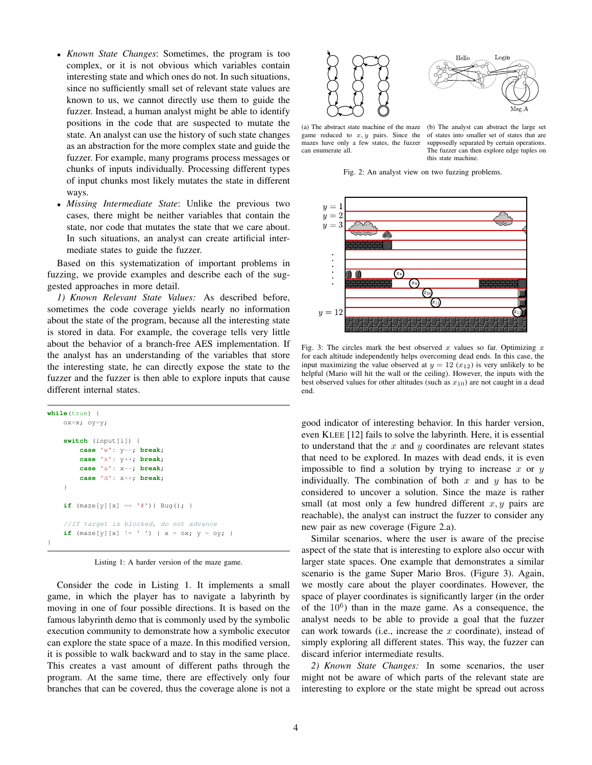- *Known State Changes*: Sometimes, the program is too complex, or it is not obvious which variables contain interesting state and which ones do not. In such situations, since no sufficiently small set of relevant state values are known to us, we cannot directly use them to guide the fuzzer. Instead, a human analyst might be able to identify positions in the code that are suspected to mutate the state. An analyst can use the history of such state changes as an abstraction for the more complex state and guide the fuzzer. For example, many programs process messages or chunks of inputs individually. Processing different types of input chunks most likely mutates the state in different ways.
- *Missing Intermediate State*: Unlike the previous two cases, there might be neither variables that contain the state, nor code that mutates the state that we care about. In such situations, an analyst can create artificial intermediate states to guide the fuzzer.

Based on this systematization of important problems in fuzzing, we provide examples and describe each of the suggested approaches in more detail.

*1) Known Relevant State Values:* As described before, sometimes the code coverage yields nearly no information about the state of the program, because all the interesting state is stored in data. For example, the coverage tells very little about the behavior of a branch-free AES implementation. If the analyst has an understanding of the variables that store the interesting state, he can directly expose the state to the fuzzer and the fuzzer is then able to explore inputs that cause different internal states.

```
while(true) {
    ox=x; oy=y;

    switch (input[i]) {
        case 'w': y--; break;
        case 's': y++; break;
        case 'a': x--; break;
        case 'd': x++; break;
    }

    if (maze[y][x] == '#'){ Bug(); }

    //If target is blocked, do not advance
    if (maze[y][x] != ' ') { x = ox; y = oy; }
}
```

Listing 1: A harder version of the maze game.

Consider the code in Listing 1. It implements a small game, in which the player has to navigate a labyrinth by moving in one of four possible directions. It is based on the famous labyrinth demo that is commonly used by the symbolic execution community to demonstrate how a symbolic executor can explore the state space of a maze. In this modified version, it is possible to walk backward and to stay in the same place. This creates a vast amount of different paths through the program. At the same time, there are effectively only four branches that can be covered, thus the coverage alone is not a good indicator of interesting behavior. In this harder version, even KLEE [12] fails to solve the labyrinth. Here, it is essential to understand that the $x$ and $y$ coordinates are relevant states that need to be explored. In mazes with dead ends, it is even impossible to find a solution by trying to increase $x$ or $y$ individually. The combination of both $x$ and $y$ has to be considered to uncover a solution. Since the maze is rather small (at most only a few hundred different $x, y$ pairs are reachable), the analyst can instruct the fuzzer to consider any new pair as new coverage (Figure 2.a).

(a) The abstract state machine of the maze game reduced to $x, y$ pairs. Since the mazes have only a few states, the fuzzer can enumerate all.

(b) The analyst can abstract the large set of states into smaller set of states that are supposedly separated by certain operations. The fuzzer can then explore edge tuples on this state machine.

Fig. 2: An analyst view on two fuzzing problems.

Fig. 3: The circles mark the best observed $x$ values so far. Optimizing $x$ for each altitude independently helps overcoming dead ends. In this case, the input maximizing the value observed at $y = 12$ ($x_{12}$) is very unlikely to be helpful (Mario will hit the wall or the ceiling). However, the inputs with the best observed values for other altitudes (such as $x_{10}$) are not caught in a dead end.

Similar scenarios, where the user is aware of the precise aspect of the state that is interesting to explore also occur with larger state spaces. One example that demonstrates a similar scenario is the game Super Mario Bros. (Figure 3). Again, we mostly care about the player coordinates. However, the space of player coordinates is significantly larger (in the order of the $10^6$) than in the maze game. As a consequence, the analyst needs to be able to provide a goal that the fuzzer can work towards (i.e., increase the $x$ coordinate), instead of simply exploring all different states. This way, the fuzzer can discard inferior intermediate results.

*2) Known State Changes:* In some scenarios, the user might not be aware of which parts of the relevant state are interesting to explore or the state might be spread out across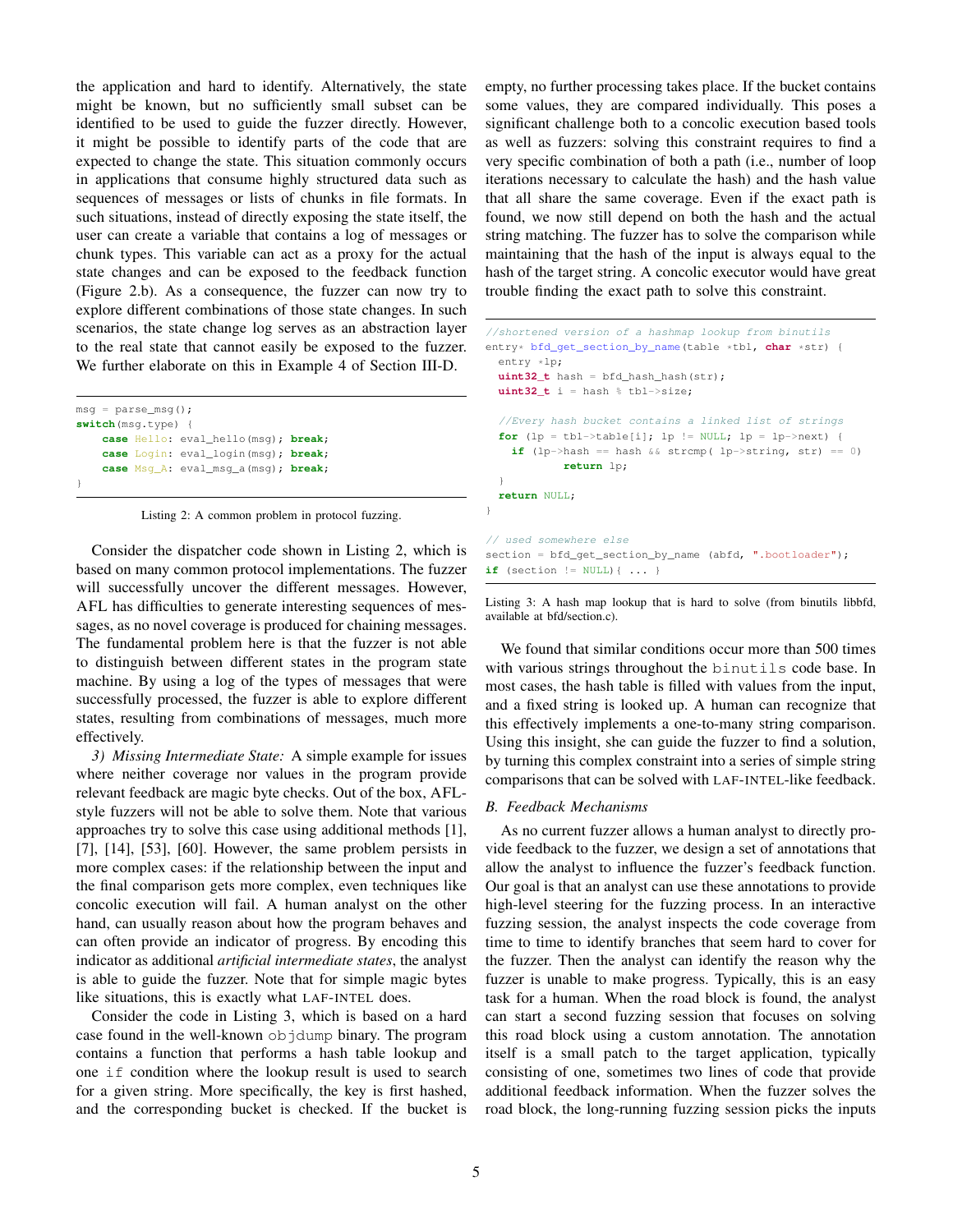the application and hard to identify. Alternatively, the state might be known, but no sufficiently small subset can be identified to be used to guide the fuzzer directly. However, it might be possible to identify parts of the code that are expected to change the state. This situation commonly occurs in applications that consume highly structured data such as sequences of messages or lists of chunks in file formats. In such situations, instead of directly exposing the state itself, the user can create a variable that contains a log of messages or chunk types. This variable can act as a proxy for the actual state changes and can be exposed to the feedback function (Figure 2.b). As a consequence, the fuzzer can now try to explore different combinations of those state changes. In such scenarios, the state change log serves as an abstraction layer to the real state that cannot easily be exposed to the fuzzer. We further elaborate on this in Example 4 of Section III-D.

```
msg = parse_msg();
switch(msg.type) {
    case Hello: eval_hello(msg); break;
    case Login: eval_login(msg); break;
    case Msg_A: eval_msg_a(msg); break;
}
```

Listing 2: A common problem in protocol fuzzing.

Consider the dispatcher code shown in Listing 2, which is based on many common protocol implementations. The fuzzer will successfully uncover the different messages. However, AFL has difficulties to generate interesting sequences of messages, as no novel coverage is produced for chaining messages. The fundamental problem here is that the fuzzer is not able to distinguish between different states in the program state machine. By using a log of the types of messages that were successfully processed, the fuzzer is able to explore different states, resulting from combinations of messages, much more effectively.

*3) Missing Intermediate State:* A simple example for issues where neither coverage nor values in the program provide relevant feedback are magic byte checks. Out of the box, AFL-style fuzzers will not be able to solve them. Note that various approaches try to solve this case using additional methods [1], [7], [14], [53], [60]. However, the same problem persists in more complex cases: if the relationship between the input and the final comparison gets more complex, even techniques like concolic execution will fail. A human analyst on the other hand, can usually reason about how the program behaves and can often provide an indicator of progress. By encoding this indicator as additional *artificial intermediate states*, the analyst is able to guide the fuzzer. Note that for simple magic bytes like situations, this is exactly what LAF-INTEL does.

Consider the code in Listing 3, which is based on a hard case found in the well-known `objdump` binary. The program contains a function that performs a hash table lookup and one `if` condition where the lookup result is used to search for a given string. More specifically, the key is first hashed, and the corresponding bucket is checked. If the bucket is empty, no further processing takes place. If the bucket contains some values, they are compared individually. This poses a significant challenge both to a concolic execution based tools as well as fuzzers: solving this constraint requires to find a very specific combination of both a path (i.e., number of loop iterations necessary to calculate the hash) and the hash value that all share the same coverage. Even if the exact path is found, we now still depend on both the hash and the actual string matching. The fuzzer has to solve the comparison while maintaining that the hash of the input is always equal to the hash of the target string. A concolic executor would have great trouble finding the exact path to solve this constraint.

```
//shortened version of a hashmap lookup from binutils
entry* bfd_get_section_by_name(table *tbl, char *str) {
  entry *lp;
  uint32_t hash = bfd_hash_hash(str);
  uint32_t i = hash % tbl->size;

  //Every hash bucket contains a linked list of strings
  for (lp = tbl->table[i]; lp != NULL; lp = lp->next) {
    if (lp->hash == hash && strcmp( lp->string, str) == 0)
          return lp;
  }
  return NULL;
}

// used somewhere else
section = bfd_get_section_by_name (abfd, ".bootloader");
if (section != NULL){ ... }
```

Listing 3: A hash map lookup that is hard to solve (from binutils libbfd, available at bfd/section.c).

We found that similar conditions occur more than 500 times with various strings throughout the `binutils` code base. In most cases, the hash table is filled with values from the input, and a fixed string is looked up. A human can recognize that this effectively implements a one-to-many string comparison. Using this insight, she can guide the fuzzer to find a solution, by turning this complex constraint into a series of simple string comparisons that can be solved with LAF-INTEL-like feedback.

### B. Feedback Mechanisms

As no current fuzzer allows a human analyst to directly provide feedback to the fuzzer, we design a set of annotations that allow the analyst to influence the fuzzer's feedback function. Our goal is that an analyst can use these annotations to provide high-level steering for the fuzzing process. In an interactive fuzzing session, the analyst inspects the code coverage from time to time to identify branches that seem hard to cover for the fuzzer. Then the analyst can identify the reason why the fuzzer is unable to make progress. Typically, this is an easy task for a human. When the road block is found, the analyst can start a second fuzzing session that focuses on solving this road block using a custom annotation. The annotation itself is a small patch to the target application, typically consisting of one, sometimes two lines of code that provide additional feedback information. When the fuzzer solves the road block, the long-running fuzzing session picks the inputs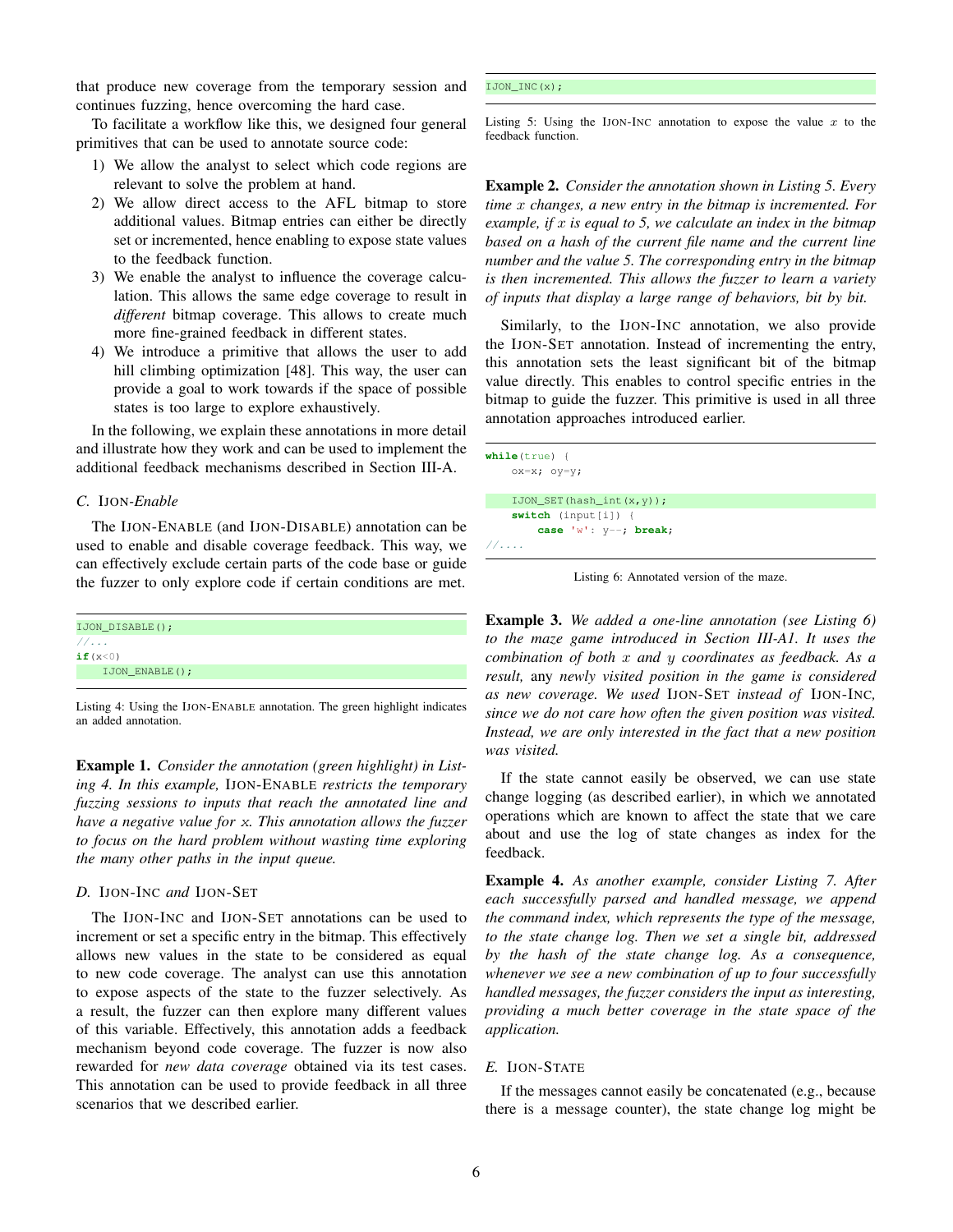that produce new coverage from the temporary session and continues fuzzing, hence overcoming the hard case.

To facilitate a workflow like this, we designed four general primitives that can be used to annotate source code:

1) We allow the analyst to select which code regions are relevant to solve the problem at hand.
2) We allow direct access to the AFL bitmap to store additional values. Bitmap entries can either be directly set or incremented, hence enabling to expose state values to the feedback function.
3) We enable the analyst to influence the coverage calculation. This allows the same edge coverage to result in *different* bitmap coverage. This allows to create much more fine-grained feedback in different states.
4) We introduce a primitive that allows the user to add hill climbing optimization [48]. This way, the user can provide a goal to work towards if the space of possible states is too large to explore exhaustively.

In the following, we explain these annotations in more detail and illustrate how they work and can be used to implement the additional feedback mechanisms described in Section III-A.

### C. IJON-*Enable*

The IJON-ENABLE (and IJON-DISABLE) annotation can be used to enable and disable coverage feedback. This way, we can effectively exclude certain parts of the code base or guide the fuzzer to only explore code if certain conditions are met.

```
IJON_DISABLE();
//...
if(x<0)
    IJON_ENABLE();
```

Listing 4: Using the IJON-ENABLE annotation. The green highlight indicates an added annotation.

**Example 1.** *Consider the annotation (green highlight) in Listing 4. In this example,* IJON-ENABLE *restricts the temporary fuzzing sessions to inputs that reach the annotated line and have a negative value for $x$. This annotation allows the fuzzer to focus on the hard problem without wasting time exploring the many other paths in the input queue.*

### D. IJON-INC *and* IJON-SET

The IJON-INC and IJON-SET annotations can be used to increment or set a specific entry in the bitmap. This effectively allows new values in the state to be considered as equal to new code coverage. The analyst can use this annotation to expose aspects of the state to the fuzzer selectively. As a result, the fuzzer can then explore many different values of this variable. Effectively, this annotation adds a feedback mechanism beyond code coverage. The fuzzer is now also rewarded for *new data coverage* obtained via its test cases. This annotation can be used to provide feedback in all three scenarios that we described earlier.

```
IJON_INC(x);
```

Listing 5: Using the IJON-INC annotation to expose the value $x$ to the feedback function.

**Example 2.** *Consider the annotation shown in Listing 5. Every time $x$ changes, a new entry in the bitmap is incremented. For example, if $x$ is equal to 5, we calculate an index in the bitmap based on a hash of the current file name and the current line number and the value 5. The corresponding entry in the bitmap is then incremented. This allows the fuzzer to learn a variety of inputs that display a large range of behaviors, bit by bit.*

Similarly, to the IJON-INC annotation, we also provide the IJON-SET annotation. Instead of incrementing the entry, this annotation sets the least significant bit of the bitmap value directly. This enables to control specific entries in the bitmap to guide the fuzzer. This primitive is used in all three annotation approaches introduced earlier.

```
while(true) {
    ox=x; oy=y;

    IJON_SET(hash_int(x,y));
    switch (input[i]) {
        case 'w': y--; break;
//....
```

Listing 6: Annotated version of the maze.

**Example 3.** *We added a one-line annotation (see Listing 6) to the maze game introduced in Section III-A1. It uses the combination of both $x$ and $y$ coordinates as feedback. As a result,* any *newly visited position in the game is considered as new coverage. We used* IJON-SET *instead of* IJON-INC*, since we do not care how often the given position was visited. Instead, we are only interested in the fact that a new position was visited.*

If the state cannot easily be observed, we can use state change logging (as described earlier), in which we annotated operations which are known to affect the state that we care about and use the log of state changes as index for the feedback.

**Example 4.** *As another example, consider Listing 7. After each successfully parsed and handled message, we append the command index, which represents the type of the message, to the state change log. Then we set a single bit, addressed by the hash of the state change log. As a consequence, whenever we see a new combination of up to four successfully handled messages, the fuzzer considers the input as interesting, providing a much better coverage in the state space of the application.*

### E. IJON-STATE

If the messages cannot easily be concatenated (e.g., because there is a message counter), the state change log might be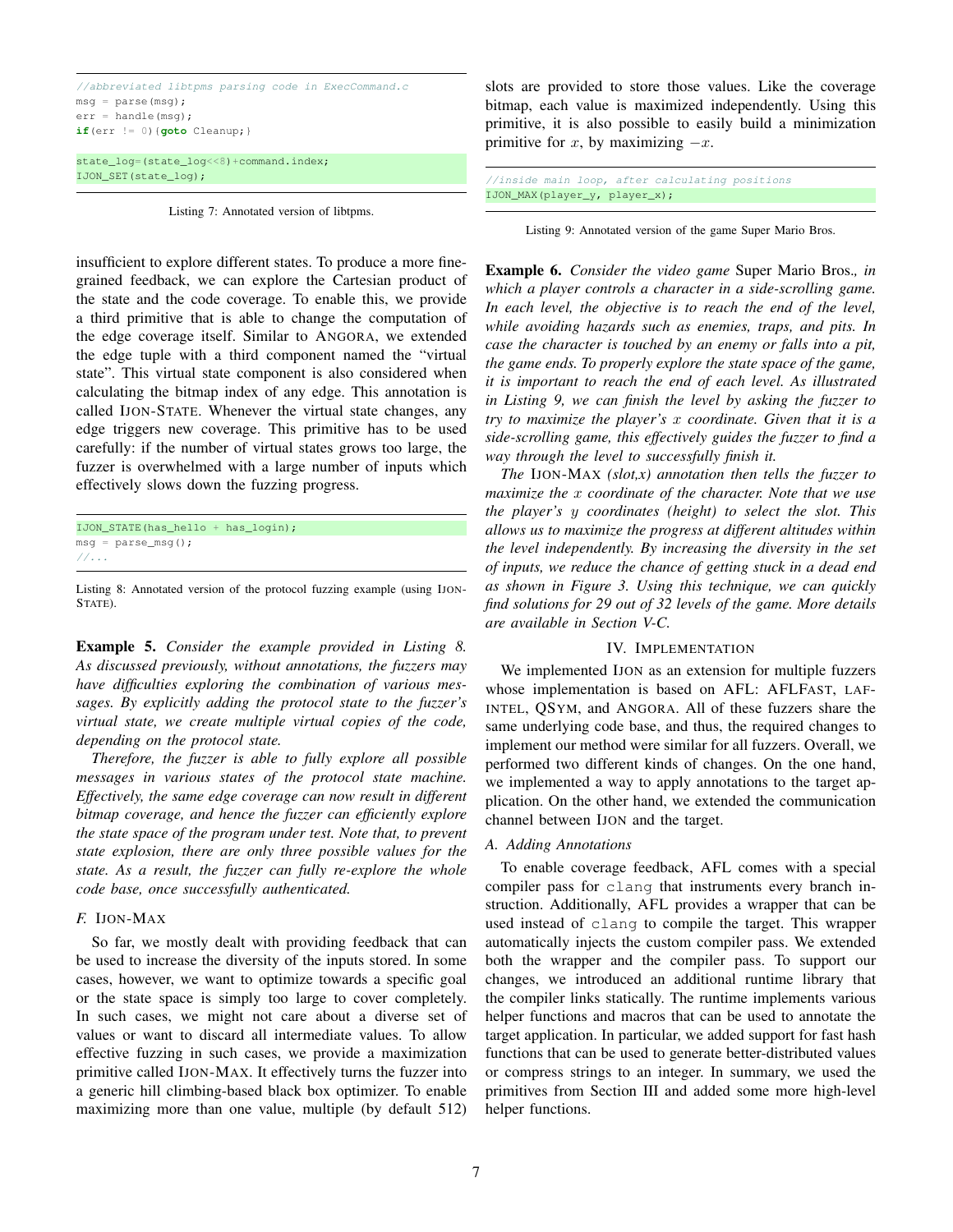```
//abbreviated libtpms parsing code in ExecCommand.c
msg = parse(msg);
err = handle(msg);
if(err != 0){goto Cleanup;}

state_log=(state_log<<8)+command.index;
IJON_SET(state_log);
```

Listing 7: Annotated version of libtpms.

insufficient to explore different states. To produce a more fine-grained feedback, we can explore the Cartesian product of the state and the code coverage. To enable this, we provide a third primitive that is able to change the computation of the edge coverage itself. Similar to ANGORA, we extended the edge tuple with a third component named the "virtual state". This virtual state component is also considered when calculating the bitmap index of any edge. This annotation is called IJON-STATE. Whenever the virtual state changes, any edge triggers new coverage. This primitive has to be used carefully: if the number of virtual states grows too large, the fuzzer is overwhelmed with a large number of inputs which effectively slows down the fuzzing progress.

```
IJON_STATE(has_hello + has_login);
msg = parse_msg();
//...
```

Listing 8: Annotated version of the protocol fuzzing example (using IJON-STATE).

**Example 5.** *Consider the example provided in Listing 8. As discussed previously, without annotations, the fuzzers may have difficulties exploring the combination of various messages. By explicitly adding the protocol state to the fuzzer's virtual state, we create multiple virtual copies of the code, depending on the protocol state.*

*Therefore, the fuzzer is able to fully explore all possible messages in various states of the protocol state machine. Effectively, the same edge coverage can now result in different bitmap coverage, and hence the fuzzer can efficiently explore the state space of the program under test. Note that, to prevent state explosion, there are only three possible values for the state. As a result, the fuzzer can fully re-explore the whole code base, once successfully authenticated.*

### F. IJON-MAX

So far, we mostly dealt with providing feedback that can be used to increase the diversity of the inputs stored. In some cases, however, we want to optimize towards a specific goal or the state space is simply too large to cover completely. In such cases, we might not care about a diverse set of values or want to discard all intermediate values. To allow effective fuzzing in such cases, we provide a maximization primitive called IJON-MAX. It effectively turns the fuzzer into a generic hill climbing-based black box optimizer. To enable maximizing more than one value, multiple (by default 512) slots are provided to store those values. Like the coverage bitmap, each value is maximized independently. Using this primitive, it is also possible to easily build a minimization primitive for $x$, by maximizing $-x$.

```
//inside main loop, after calculating positions
IJON_MAX(player_y, player_x);
```

Listing 9: Annotated version of the game Super Mario Bros.

**Example 6.** *Consider the video game* Super Mario Bros.*, in which a player controls a character in a side-scrolling game. In each level, the objective is to reach the end of the level, while avoiding hazards such as enemies, traps, and pits. In case the character is touched by an enemy or falls into a pit, the game ends. To properly explore the state space of the game, it is important to reach the end of each level. As illustrated in Listing 9, we can finish the level by asking the fuzzer to try to maximize the player's $x$ coordinate. Given that it is a side-scrolling game, this effectively guides the fuzzer to find a way through the level to successfully finish it.*

*The* IJON-MAX *(slot,x) annotation then tells the fuzzer to maximize the $x$ coordinate of the character. Note that we use the player's $y$ coordinates (height) to select the slot. This allows us to maximize the progress at different altitudes within the level independently. By increasing the diversity in the set of inputs, we reduce the chance of getting stuck in a dead end as shown in Figure 3. Using this technique, we can quickly find solutions for 29 out of 32 levels of the game. More details are available in Section V-C.*

## IV. IMPLEMENTATION

We implemented IJON as an extension for multiple fuzzers whose implementation is based on AFL: AFLFAST, LAF-INTEL, QSYM, and ANGORA. All of these fuzzers share the same underlying code base, and thus, the required changes to implement our method were similar for all fuzzers. Overall, we performed two different kinds of changes. On the one hand, we implemented a way to apply annotations to the target application. On the other hand, we extended the communication channel between IJON and the target.

### A. Adding Annotations

To enable coverage feedback, AFL comes with a special compiler pass for `clang` that instruments every branch instruction. Additionally, AFL provides a wrapper that can be used instead of `clang` to compile the target. This wrapper automatically injects the custom compiler pass. We extended both the wrapper and the compiler pass. To support our changes, we introduced an additional runtime library that the compiler links statically. The runtime implements various helper functions and macros that can be used to annotate the target application. In particular, we added support for fast hash functions that can be used to generate better-distributed values or compress strings to an integer. In summary, we used the primitives from Section III and added some more high-level helper functions.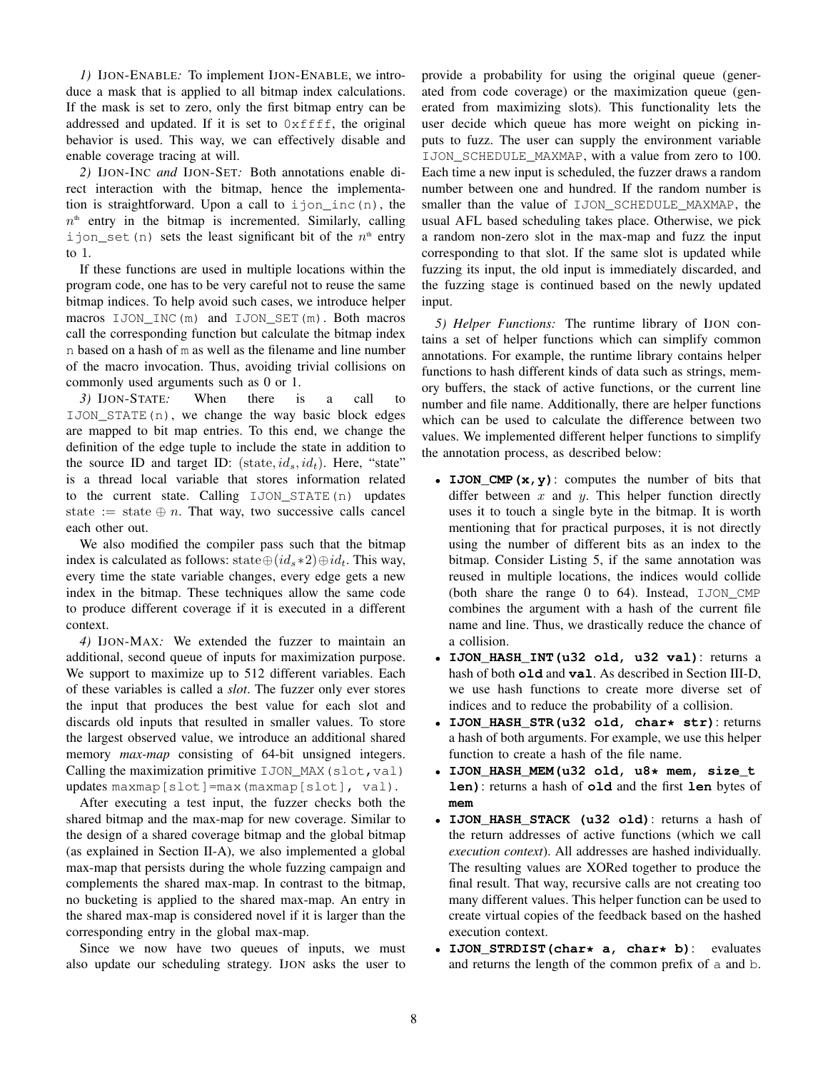*1) IJON-ENABLE:* To implement IJON-ENABLE, we introduce a mask that is applied to all bitmap index calculations. If the mask is set to zero, only the first bitmap entry can be addressed and updated. If it is set to `0xffff`, the original behavior is used. This way, we can effectively disable and enable coverage tracing at will.

*2) IJON-INC and IJON-SET:* Both annotations enable direct interaction with the bitmap, hence the implementation is straightforward. Upon a call to `ijon_inc(n)`, the $n^{\text{th}}$ entry in the bitmap is incremented. Similarly, calling `ijon_set(n)` sets the least significant bit of the $n^{\text{th}}$ entry to 1.

If these functions are used in multiple locations within the program code, one has to be very careful not to reuse the same bitmap indices. To help avoid such cases, we introduce helper macros `IJON_INC(m)` and `IJON_SET(m)`. Both macros call the corresponding function but calculate the bitmap index `n` based on a hash of `m` as well as the filename and line number of the macro invocation. Thus, avoiding trivial collisions on commonly used arguments such as 0 or 1.

*3) IJON-STATE:* When there is a call to `IJON_STATE(n)`, we change the way basic block edges are mapped to bit map entries. To this end, we change the definition of the edge tuple to include the state in addition to the source ID and target ID: $(\text{state}, id_s, id_t)$. Here, "state" is a thread local variable that stores information related to the current state. Calling `IJON_STATE(n)` updates $\text{state} := \text{state} \oplus n$. That way, two successive calls cancel each other out.

We also modified the compiler pass such that the bitmap index is calculated as follows: $\text{state} \oplus (id_s * 2) \oplus id_t$. This way, every time the state variable changes, every edge gets a new index in the bitmap. These techniques allow the same code to produce different coverage if it is executed in a different context.

*4) IJON-MAX:* We extended the fuzzer to maintain an additional, second queue of inputs for maximization purpose. We support to maximize up to 512 different variables. Each of these variables is called a *slot*. The fuzzer only ever stores the input that produces the best value for each slot and discards old inputs that resulted in smaller values. To store the largest observed value, we introduce an additional shared memory *max-map* consisting of 64-bit unsigned integers. Calling the maximization primitive `IJON_MAX(slot,val)` updates `maxmap[slot]=max(maxmap[slot], val)`.

After executing a test input, the fuzzer checks both the shared bitmap and the max-map for new coverage. Similar to the design of a shared coverage bitmap and the global bitmap (as explained in Section II-A), we also implemented a global max-map that persists during the whole fuzzing campaign and complements the shared max-map. In contrast to the bitmap, no bucketing is applied to the shared max-map. An entry in the shared max-map is considered novel if it is larger than the corresponding entry in the global max-map.

Since we now have two queues of inputs, we must also update our scheduling strategy. IJON asks the user to provide a probability for using the original queue (generated from code coverage) or the maximization queue (generated from maximizing slots). This functionality lets the user decide which queue has more weight on picking inputs to fuzz. The user can supply the environment variable `IJON_SCHEDULE_MAXMAP`, with a value from zero to 100. Each time a new input is scheduled, the fuzzer draws a random number between one and hundred. If the random number is smaller than the value of `IJON_SCHEDULE_MAXMAP`, the usual AFL based scheduling takes place. Otherwise, we pick a random non-zero slot in the max-map and fuzz the input corresponding to that slot. If the same slot is updated while fuzzing its input, the old input is immediately discarded, and the fuzzing stage is continued based on the newly updated input.

*5) Helper Functions:* The runtime library of IJON contains a set of helper functions which can simplify common annotations. For example, the runtime library contains helper functions to hash different kinds of data such as strings, memory buffers, the stack of active functions, or the current line number and file name. Additionally, there are helper functions which can be used to calculate the difference between two values. We implemented different helper functions to simplify the annotation process, as described below:

- **`IJON_CMP(x,y)`**: computes the number of bits that differ between $x$ and $y$. This helper function directly uses it to touch a single byte in the bitmap. It is worth mentioning that for practical purposes, it is not directly using the number of different bits as an index to the bitmap. Consider Listing 5, if the same annotation was reused in multiple locations, the indices would collide (both share the range 0 to 64). Instead, `IJON_CMP` combines the argument with a hash of the current file name and line. Thus, we drastically reduce the chance of a collision.
- **`IJON_HASH_INT(u32 old, u32 val)`**: returns a hash of both **`old`** and **`val`**. As described in Section III-D, we use hash functions to create more diverse set of indices and to reduce the probability of a collision.
- **`IJON_HASH_STR(u32 old, char* str)`**: returns a hash of both arguments. For example, we use this helper function to create a hash of the file name.
- **`IJON_HASH_MEM(u32 old, u8* mem, size_t len)`**: returns a hash of **`old`** and the first **`len`** bytes of **`mem`**
- **`IJON_HASH_STACK (u32 old)`**: returns a hash of the return addresses of active functions (which we call *execution context*). All addresses are hashed individually. The resulting values are XORed together to produce the final result. That way, recursive calls are not creating too many different values. This helper function can be used to create virtual copies of the feedback based on the hashed execution context.
- **`IJON_STRDIST(char* a, char* b)`**: evaluates and returns the length of the common prefix of `a` and `b`.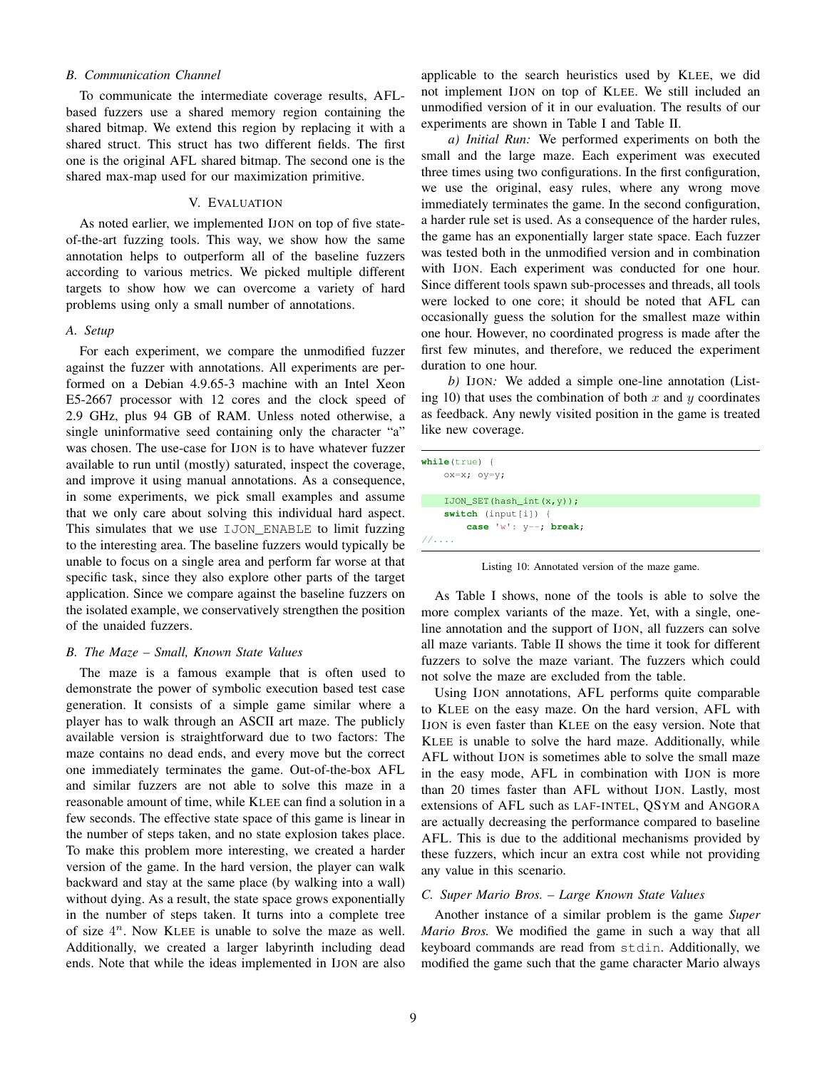### B. Communication Channel

To communicate the intermediate coverage results, AFL-based fuzzers use a shared memory region containing the shared bitmap. We extend this region by replacing it with a shared struct. This struct has two different fields. The first one is the original AFL shared bitmap. The second one is the shared max-map used for our maximization primitive.

## V. Evaluation

As noted earlier, we implemented IJON on top of five state-of-the-art fuzzing tools. This way, we show how the same annotation helps to outperform all of the baseline fuzzers according to various metrics. We picked multiple different targets to show how we can overcome a variety of hard problems using only a small number of annotations.

### A. Setup

For each experiment, we compare the unmodified fuzzer against the fuzzer with annotations. All experiments are performed on a Debian 4.9.65-3 machine with an Intel Xeon E5-2667 processor with 12 cores and the clock speed of 2.9 GHz, plus 94 GB of RAM. Unless noted otherwise, a single uninformative seed containing only the character "a" was chosen. The use-case for IJON is to have whatever fuzzer available to run until (mostly) saturated, inspect the coverage, and improve it using manual annotations. As a consequence, in some experiments, we pick small examples and assume that we only care about solving this individual hard aspect. This simulates that we use `IJON_ENABLE` to limit fuzzing to the interesting area. The baseline fuzzers would typically be unable to focus on a single area and perform far worse at that specific task, since they also explore other parts of the target application. Since we compare against the baseline fuzzers on the isolated example, we conservatively strengthen the position of the unaided fuzzers.

### B. The Maze – Small, Known State Values

The maze is a famous example that is often used to demonstrate the power of symbolic execution based test case generation. It consists of a simple game similar where a player has to walk through an ASCII art maze. The publicly available version is straightforward due to two factors: The maze contains no dead ends, and every move but the correct one immediately terminates the game. Out-of-the-box AFL and similar fuzzers are not able to solve this maze in a reasonable amount of time, while KLEE can find a solution in a few seconds. The effective state space of this game is linear in the number of steps taken, and no state explosion takes place. To make this problem more interesting, we created a harder version of the game. In the hard version, the player can walk backward and stay at the same place (by walking into a wall) without dying. As a result, the state space grows exponentially in the number of steps taken. It turns into a complete tree of size $4^n$. Now KLEE is unable to solve the maze as well. Additionally, we created a larger labyrinth including dead ends. Note that while the ideas implemented in IJON are also applicable to the search heuristics used by KLEE, we did not implement IJON on top of KLEE. We still included an unmodified version of it in our evaluation. The results of our experiments are shown in Table I and Table II.

*a) Initial Run:* We performed experiments on both the small and the large maze. Each experiment was executed three times using two configurations. In the first configuration, we use the original, easy rules, where any wrong move immediately terminates the game. In the second configuration, a harder rule set is used. As a consequence of the harder rules, the game has an exponentially larger state space. Each fuzzer was tested both in the unmodified version and in combination with IJON. Each experiment was conducted for one hour. Since different tools spawn sub-processes and threads, all tools were locked to one core; it should be noted that AFL can occasionally guess the solution for the smallest maze within one hour. However, no coordinated progress is made after the first few minutes, and therefore, we reduced the experiment duration to one hour.

*b) IJON:* We added a simple one-line annotation (Listing 10) that uses the combination of both $x$ and $y$ coordinates as feedback. Any newly visited position in the game is treated like new coverage.

```
while(true) {
    ox=x; oy=y;

    IJON_SET(hash_int(x,y));
    switch (input[i]) {
        case 'w': y--; break;
//....
```

Listing 10: Annotated version of the maze game.

As Table I shows, none of the tools is able to solve the more complex variants of the maze. Yet, with a single, one-line annotation and the support of IJON, all fuzzers can solve all maze variants. Table II shows the time it took for different fuzzers to solve the maze variant. The fuzzers which could not solve the maze are excluded from the table.

Using IJON annotations, AFL performs quite comparable to KLEE on the easy maze. On the hard version, AFL with IJON is even faster than KLEE on the easy version. Note that KLEE is unable to solve the hard maze. Additionally, while AFL without IJON is sometimes able to solve the small maze in the easy mode, AFL in combination with IJON is more than 20 times faster than AFL without IJON. Lastly, most extensions of AFL such as LAF-INTEL, QSYM and ANGORA are actually decreasing the performance compared to baseline AFL. This is due to the additional mechanisms provided by these fuzzers, which incur an extra cost while not providing any value in this scenario.

### C. Super Mario Bros. – Large Known State Values

Another instance of a similar problem is the game *Super Mario Bros.* We modified the game in such a way that all keyboard commands are read from `stdin`. Additionally, we modified the game such that the game character Mario always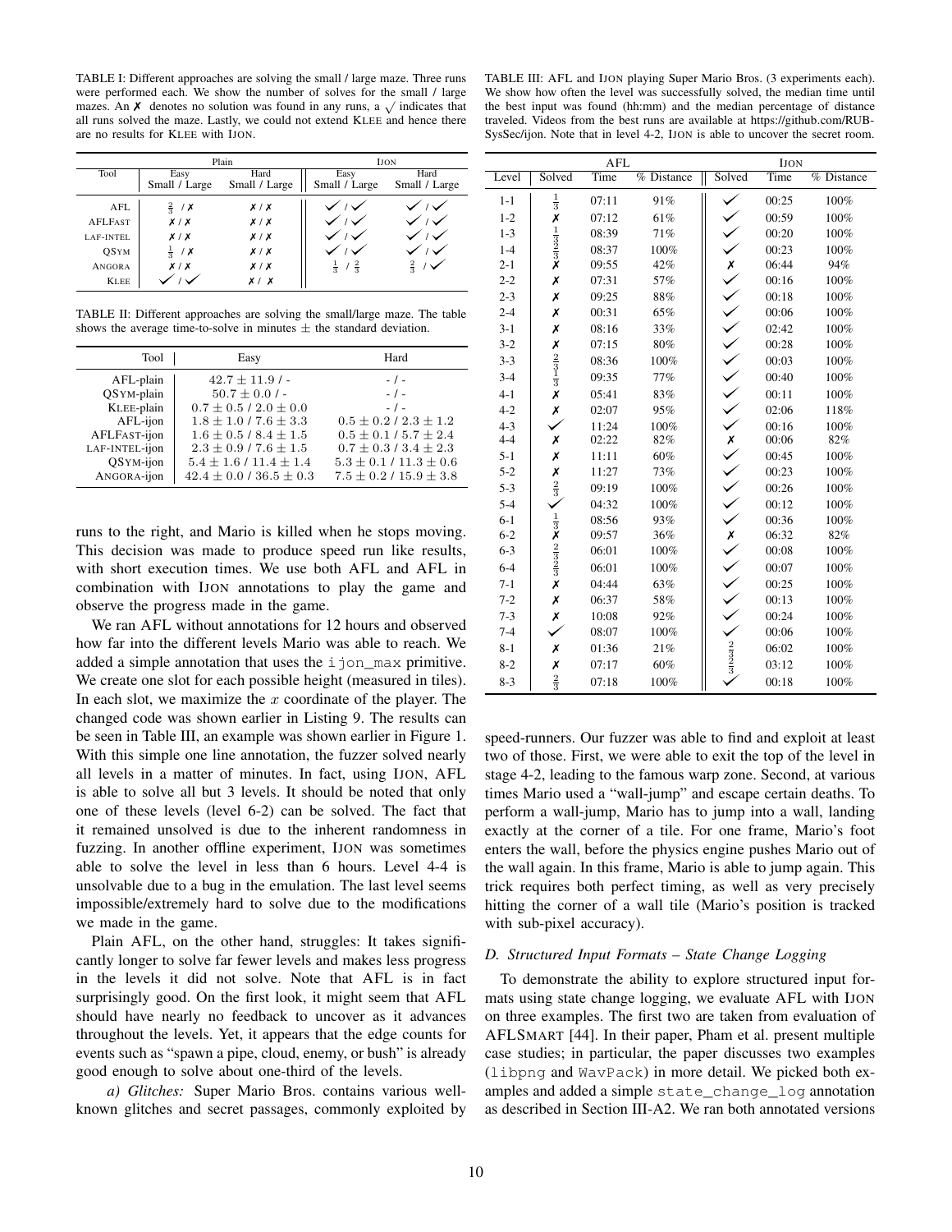TABLE I: Different approaches are solving the small / large maze. Three runs were performed each. We show the number of solves for the small / large mazes. An ✗ denotes no solution was found in any runs, a ✓ indicates that all runs solved the maze. Lastly, we could not extend KLEE and hence there are no results for KLEE with IJON.

| Tool | Plain Easy Small / Large | Plain Hard Small / Large | IJON Easy Small / Large | IJON Hard Small / Large |
|---|---|---|---|---|
| AFL | $\frac{2}{3}$ / ✗ | ✗ / ✗ | ✓ / ✓ | ✓ / ✓ |
| AFLFAST | ✗ / ✗ | ✗ / ✗ | ✓ / ✓ | ✓ / ✓ |
| LAF-INTEL | ✗ / ✗ | ✗ / ✗ | ✓ / ✓ | ✓ / ✓ |
| QSYM | $\frac{1}{3}$ / ✗ | ✗ / ✗ | ✓ / ✓ | ✓ / ✓ |
| ANGORA | ✗ / ✗ | ✗ / ✗ | $\frac{1}{3}$ / $\frac{2}{3}$ | $\frac{2}{3}$ / ✓ |
| KLEE | ✓ / ✓ | ✗ / ✗ | | |

TABLE II: Different approaches are solving the small/large maze. The table shows the average time-to-solve in minutes ± the standard deviation.

| Tool | Easy | Hard |
|---|---|---|
| AFL-plain | $42.7 \pm 11.9$ / - | - / - |
| QSYM-plain | $50.7 \pm 0.0$ / - | - / - |
| KLEE-plain | $0.7 \pm 0.5$ / $2.0 \pm 0.0$ | - / - |
| AFL-ijon | $1.8 \pm 1.0$ / $7.6 \pm 3.3$ | $0.5 \pm 0.2$ / $2.3 \pm 1.2$ |
| AFLFAST-ijon | $1.6 \pm 0.5$ / $8.4 \pm 1.5$ | $0.5 \pm 0.1$ / $5.7 \pm 2.4$ |
| LAF-INTEL-ijon | $2.3 \pm 0.9$ / $7.6 \pm 1.5$ | $0.7 \pm 0.3$ / $3.4 \pm 2.3$ |
| QSYM-ijon | $5.4 \pm 1.6$ / $11.4 \pm 1.4$ | $5.3 \pm 0.1$ / $11.3 \pm 0.6$ |
| ANGORA-ijon | $42.4 \pm 0.0$ / $36.5 \pm 0.3$ | $7.5 \pm 0.2$ / $15.9 \pm 3.8$ |

runs to the right, and Mario is killed when he stops moving. This decision was made to produce speed run like results, with short execution times. We use both AFL and AFL in combination with IJON annotations to play the game and observe the progress made in the game.

We ran AFL without annotations for 12 hours and observed how far into the different levels Mario was able to reach. We added a simple annotation that uses the `ijon_max` primitive. We create one slot for each possible height (measured in tiles). In each slot, we maximize the $x$ coordinate of the player. The changed code was shown earlier in Listing 9. The results can be seen in Table III, an example was shown earlier in Figure 1. With this simple one line annotation, the fuzzer solved nearly all levels in a matter of minutes. In fact, using IJON, AFL is able to solve all but 3 levels. It should be noted that only one of these levels (level 6-2) can be solved. The fact that it remained unsolved is due to the inherent randomness in fuzzing. In another offline experiment, IJON was sometimes able to solve the level in less than 6 hours. Level 4-4 is unsolvable due to a bug in the emulation. The last level seems impossible/extremely hard to solve due to the modifications we made in the game.

Plain AFL, on the other hand, struggles: It takes significantly longer to solve far fewer levels and makes less progress in the levels it did not solve. Note that AFL is in fact surprisingly good. On the first look, it might seem that AFL should have nearly no feedback to uncover as it advances throughout the levels. Yet, it appears that the edge counts for events such as "spawn a pipe, cloud, enemy, or bush" is already good enough to solve about one-third of the levels.

*a) Glitches:* Super Mario Bros. contains various well-known glitches and secret passages, commonly exploited by

TABLE III: AFL and IJON playing Super Mario Bros. (3 experiments each). We show how often the level was successfully solved, the median time until the best input was found (hh:mm) and the median percentage of distance traveled. Videos from the best runs are available at https://github.com/RUB-SysSec/ijon. Note that in level 4-2, IJON is able to uncover the secret room.

| Level | AFL Solved | AFL Time | AFL % Distance | IJON Solved | IJON Time | IJON % Distance |
|---|---|---|---|---|---|---|
| 1-1 | $\frac{1}{3}$ | 07:11 | 91% | ✓ | 00:25 | 100% |
| 1-2 | ✗ | 07:12 | 61% | ✓ | 00:59 | 100% |
| 1-3 | $\frac{1}{3}$ | 08:39 | 71% | ✓ | 00:20 | 100% |
| 1-4 | $\frac{2}{3}$ | 08:37 | 100% | ✓ | 00:23 | 100% |
| 2-1 | ✗ | 09:55 | 42% | ✗ | 06:44 | 94% |
| 2-2 | ✗ | 07:31 | 57% | ✓ | 00:16 | 100% |
| 2-3 | ✗ | 09:25 | 88% | ✓ | 00:18 | 100% |
| 2-4 | ✗ | 00:31 | 65% | ✓ | 00:06 | 100% |
| 3-1 | ✗ | 08:16 | 33% | ✓ | 02:42 | 100% |
| 3-2 | ✗ | 07:15 | 80% | ✓ | 00:28 | 100% |
| 3-3 | $\frac{2}{3}$ | 08:36 | 100% | ✓ | 00:03 | 100% |
| 3-4 | $\frac{1}{3}$ | 09:35 | 77% | ✓ | 00:40 | 100% |
| 4-1 | ✗ | 05:41 | 83% | ✓ | 00:11 | 100% |
| 4-2 | ✗ | 02:07 | 95% | ✓ | 02:06 | 118% |
| 4-3 | ✓ | 11:24 | 100% | ✓ | 00:16 | 100% |
| 4-4 | ✗ | 02:22 | 82% | ✗ | 00:06 | 82% |
| 5-1 | ✗ | 11:11 | 60% | ✓ | 00:45 | 100% |
| 5-2 | ✗ | 11:27 | 73% | ✓ | 00:23 | 100% |
| 5-3 | $\frac{2}{3}$ | 09:19 | 100% | ✓ | 00:26 | 100% |
| 5-4 | ✓ | 04:32 | 100% | ✓ | 00:12 | 100% |
| 6-1 | $\frac{1}{3}$ | 08:56 | 93% | ✓ | 00:36 | 100% |
| 6-2 | ✗ | 09:57 | 36% | ✗ | 06:32 | 82% |
| 6-3 | $\frac{2}{3}$ | 06:01 | 100% | ✓ | 00:08 | 100% |
| 6-4 | $\frac{2}{3}$ | 06:01 | 100% | ✓ | 00:07 | 100% |
| 7-1 | ✗ | 04:44 | 63% | ✓ | 00:25 | 100% |
| 7-2 | ✗ | 06:37 | 58% | ✓ | 00:13 | 100% |
| 7-3 | ✗ | 10:08 | 92% | ✓ | 00:24 | 100% |
| 7-4 | ✓ | 08:07 | 100% | ✓ | 00:06 | 100% |
| 8-1 | ✗ | 01:36 | 21% | $\frac{2}{3}$ | 06:02 | 100% |
| 8-2 | ✗ | 07:17 | 60% | $\frac{2}{3}$ | 03:12 | 100% |
| 8-3 | $\frac{2}{3}$ | 07:18 | 100% | ✓ | 00:18 | 100% |

speed-runners. Our fuzzer was able to find and exploit at least two of those. First, we were able to exit the top of the level in stage 4-2, leading to the famous warp zone. Second, at various times Mario used a "wall-jump" and escape certain deaths. To perform a wall-jump, Mario has to jump into a wall, landing exactly at the corner of a tile. For one frame, Mario's foot enters the wall, before the physics engine pushes Mario out of the wall again. In this frame, Mario is able to jump again. This trick requires both perfect timing, as well as very precisely hitting the corner of a wall tile (Mario's position is tracked with sub-pixel accuracy).

### D. Structured Input Formats – State Change Logging

To demonstrate the ability to explore structured input formats using state change logging, we evaluate AFL with IJON on three examples. The first two are taken from evaluation of AFLSMART [44]. In their paper, Pham et al. present multiple case studies; in particular, the paper discusses two examples (`libpng` and `WavPack`) in more detail. We picked both examples and added a simple `state_change_log` annotation as described in Section III-A2. We ran both annotated versions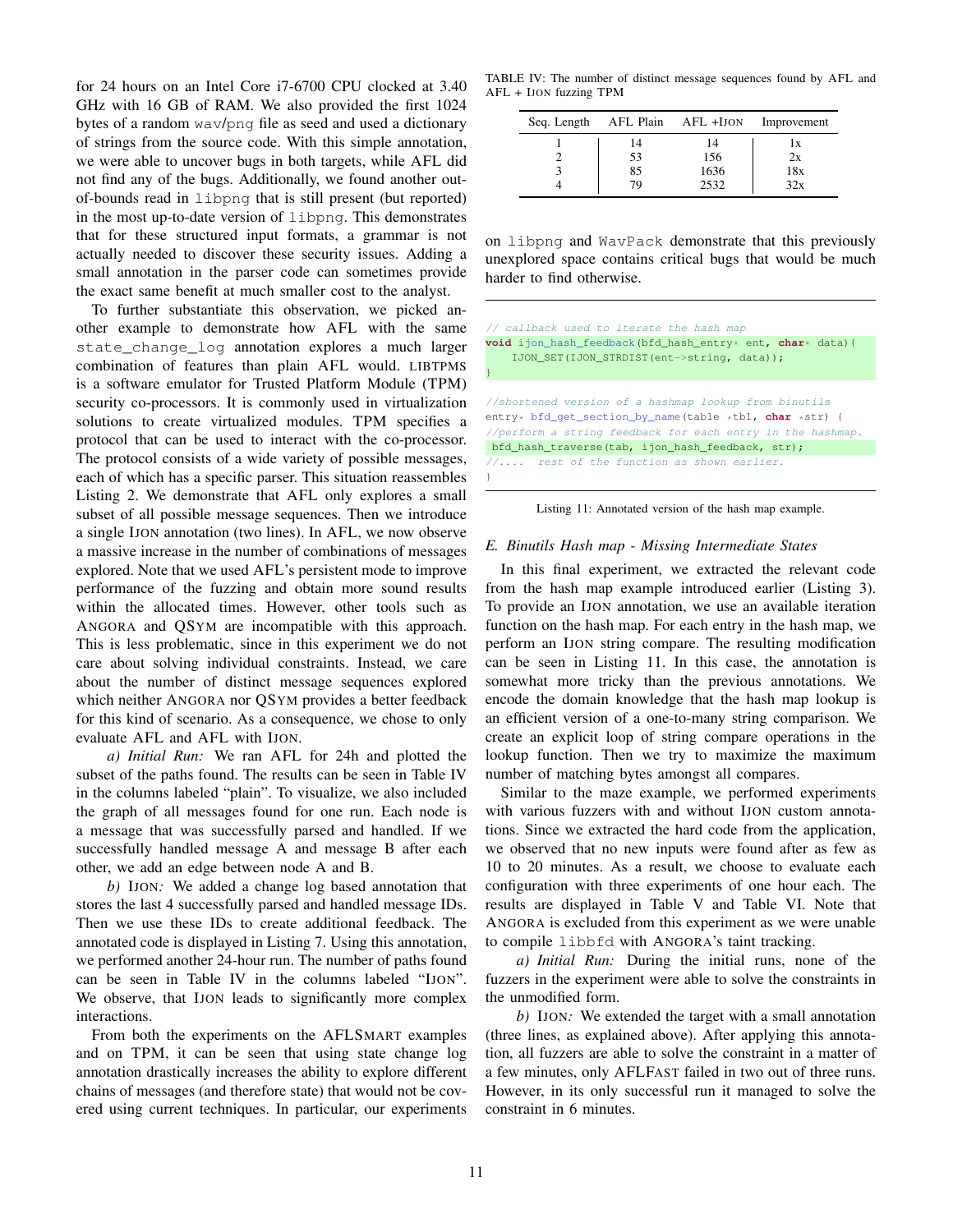for 24 hours on an Intel Core i7-6700 CPU clocked at 3.40 GHz with 16 GB of RAM. We also provided the first 1024 bytes of a random wav/png file as seed and used a dictionary of strings from the source code. With this simple annotation, we were able to uncover bugs in both targets, while AFL did not find any of the bugs. Additionally, we found another out-of-bounds read in libpng that is still present (but reported) in the most up-to-date version of libpng. This demonstrates that for these structured input formats, a grammar is not actually needed to discover these security issues. Adding a small annotation in the parser code can sometimes provide the exact same benefit at much smaller cost to the analyst.

To further substantiate this observation, we picked another example to demonstrate how AFL with the same state_change_log annotation explores a much larger combination of features than plain AFL would. LIBTPMS is a software emulator for Trusted Platform Module (TPM) security co-processors. It is commonly used in virtualization solutions to create virtualized modules. TPM specifies a protocol that can be used to interact with the co-processor. The protocol consists of a wide variety of possible messages, each of which has a specific parser. This situation reassembles Listing 2. We demonstrate that AFL only explores a small subset of all possible message sequences. Then we introduce a single IJON annotation (two lines). In AFL, we now observe a massive increase in the number of combinations of messages explored. Note that we used AFL's persistent mode to improve performance of the fuzzing and obtain more sound results within the allocated times. However, other tools such as ANGORA and QSYM are incompatible with this approach. This is less problematic, since in this experiment we do not care about solving individual constraints. Instead, we care about the number of distinct message sequences explored which neither ANGORA nor QSYM provides a better feedback for this kind of scenario. As a consequence, we chose to only evaluate AFL and AFL with IJON.

*a) Initial Run:* We ran AFL for 24h and plotted the subset of the paths found. The results can be seen in Table IV in the columns labeled "plain". To visualize, we also included the graph of all messages found for one run. Each node is a message that was successfully parsed and handled. If we successfully handled message A and message B after each other, we add an edge between node A and B.

*b) IJON:* We added a change log based annotation that stores the last 4 successfully parsed and handled message IDs. Then we use these IDs to create additional feedback. The annotated code is displayed in Listing 7. Using this annotation, we performed another 24-hour run. The number of paths found can be seen in Table IV in the columns labeled "IJON". We observe, that IJON leads to significantly more complex interactions.

From both the experiments on the AFLSMART examples and on TPM, it can be seen that using state change log annotation drastically increases the ability to explore different chains of messages (and therefore state) that would not be covered using current techniques. In particular, our experiments on libpng and WavPack demonstrate that this previously unexplored space contains critical bugs that would be much harder to find otherwise.

TABLE IV: The number of distinct message sequences found by AFL and AFL + IJON fuzzing TPM

| Seq. Length | AFL Plain | AFL +IJON | Improvement |
|---|---|---|---|
| 1 | 14 | 14 | 1x |
| 2 | 53 | 156 | 2x |
| 3 | 85 | 1636 | 18x |
| 4 | 79 | 2532 | 32x |

```
// callback used to iterate the hash map
void ijon_hash_feedback(bfd_hash_entry* ent, char* data){
    IJON_SET(IJON_STRDIST(ent->string, data));
}

//shortened version of a hashmap lookup from binutils
entry* bfd_get_section_by_name(table *tbl, char *str) {
//perform a string feedback for each entry in the hashmap.
 bfd_hash_traverse(tab, ijon_hash_feedback, str);
//....  rest of the function as shown earlier.
}
```

Listing 11: Annotated version of the hash map example.

### E. Binutils Hash map - Missing Intermediate States

In this final experiment, we extracted the relevant code from the hash map example introduced earlier (Listing 3). To provide an IJON annotation, we use an available iteration function on the hash map. For each entry in the hash map, we perform an IJON string compare. The resulting modification can be seen in Listing 11. In this case, the annotation is somewhat more tricky than the previous annotations. We encode the domain knowledge that the hash map lookup is an efficient version of a one-to-many string comparison. We create an explicit loop of string compare operations in the lookup function. Then we try to maximize the maximum number of matching bytes amongst all compares.

Similar to the maze example, we performed experiments with various fuzzers with and without IJON custom annotations. Since we extracted the hard code from the application, we observed that no new inputs were found after as few as 10 to 20 minutes. As a result, we choose to evaluate each configuration with three experiments of one hour each. The results are displayed in Table V and Table VI. Note that ANGORA is excluded from this experiment as we were unable to compile libbfd with ANGORA's taint tracking.

*a) Initial Run:* During the initial runs, none of the fuzzers in the experiment were able to solve the constraints in the unmodified form.

*b) IJON:* We extended the target with a small annotation (three lines, as explained above). After applying this annotation, all fuzzers are able to solve the constraint in a matter of a few minutes, only AFLFAST failed in two out of three runs. However, in its only successful run it managed to solve the constraint in 6 minutes.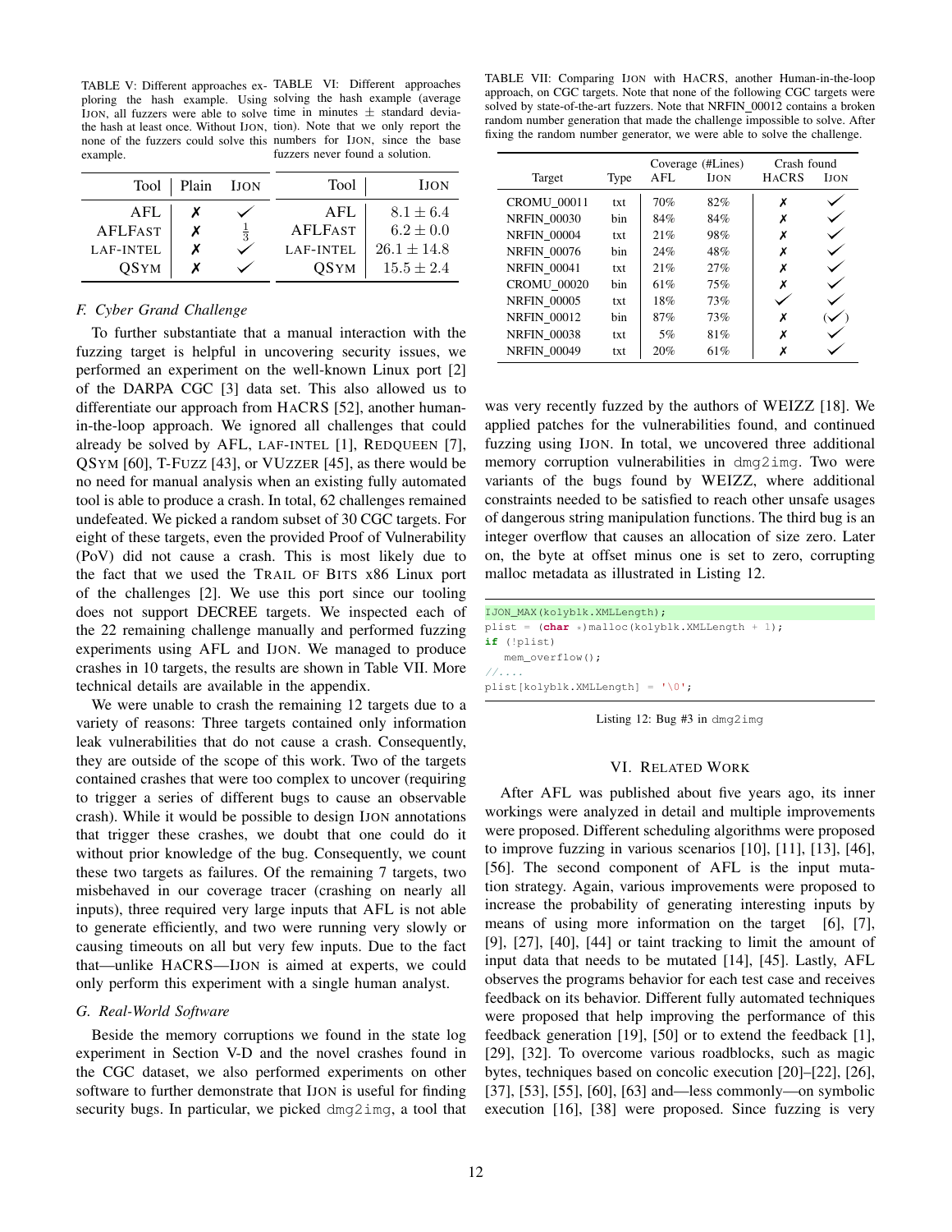TABLE V: Different approaches exploring the hash example. Using IJON, all fuzzers were able to solve the hash at least once. Without IJON, none of the fuzzers could solve this example.

| Tool | Plain | IJON |
|---|---|---|
| AFL | ✗ | ✓ |
| AFLFAST | ✗ | $\frac{1}{3}$ |
| LAF-INTEL | ✗ | ✓ |
| QSYM | ✗ | ✓ |

TABLE VI: Different approaches solving the hash example (average time in minutes ± standard deviation). Note that we only report the numbers for IJON, since the base fuzzers never found a solution.

| Tool | IJON |
|---|---|
| AFL | $8.1 \pm 6.4$ |
| AFLFAST | $6.2 \pm 0.0$ |
| LAF-INTEL | $26.1 \pm 14.8$ |
| QSYM | $15.5 \pm 2.4$ |

### F. Cyber Grand Challenge

To further substantiate that a manual interaction with the fuzzing target is helpful in uncovering security issues, we performed an experiment on the well-known Linux port [2] of the DARPA CGC [3] data set. This also allowed us to differentiate our approach from HACRS [52], another human-in-the-loop approach. We ignored all challenges that could already be solved by AFL, LAF-INTEL [1], REDQUEEN [7], QSYM [60], T-FUZZ [43], or VUZZER [45], as there would be no need for manual analysis when an existing fully automated tool is able to produce a crash. In total, 62 challenges remained undefeated. We picked a random subset of 30 CGC targets. For eight of these targets, even the provided Proof of Vulnerability (PoV) did not cause a crash. This is most likely due to the fact that we used the TRAIL OF BITS x86 Linux port of the challenges [2]. We use this port since our tooling does not support DECREE targets. We inspected each of the 22 remaining challenge manually and performed fuzzing experiments using AFL and IJON. We managed to produce crashes in 10 targets, the results are shown in Table VII. More technical details are available in the appendix.

We were unable to crash the remaining 12 targets due to a variety of reasons: Three targets contained only information leak vulnerabilities that do not cause a crash. Consequently, they are outside of the scope of this work. Two of the targets contained crashes that were too complex to uncover (requiring to trigger a series of different bugs to cause an observable crash). While it would be possible to design IJON annotations that trigger these crashes, we doubt that one could do it without prior knowledge of the bug. Consequently, we count these two targets as failures. Of the remaining 7 targets, two misbehaved in our coverage tracer (crashing on nearly all inputs), three required very large inputs that AFL is not able to generate efficiently, and two were running very slowly or causing timeouts on all but very few inputs. Due to the fact that—unlike HACRS—IJON is aimed at experts, we could only perform this experiment with a single human analyst.

### G. Real-World Software

Beside the memory corruptions we found in the state log experiment in Section V-D and the novel crashes found in the CGC dataset, we also performed experiments on other software to further demonstrate that IJON is useful for finding security bugs. In particular, we picked `dmg2img`, a tool that was very recently fuzzed by the authors of WEIZZ [18]. We applied patches for the vulnerabilities found, and continued fuzzing using IJON. In total, we uncovered three additional memory corruption vulnerabilities in `dmg2img`. Two were variants of the bugs found by WEIZZ, where additional constraints needed to be satisfied to reach other unsafe usages of dangerous string manipulation functions. The third bug is an integer overflow that causes an allocation of size zero. Later on, the byte at offset minus one is set to zero, corrupting malloc metadata as illustrated in Listing 12.

TABLE VII: Comparing IJON with HACRS, another Human-in-the-loop approach, on CGC targets. Note that none of the following CGC targets were solved by state-of-the-art fuzzers. Note that NRFIN_00012 contains a broken random number generation that made the challenge impossible to solve. After fixing the random number generator, we were able to solve the challenge.

| Target | Type | Coverage (#Lines) | | Crash found | |
|---|---|---|---|---|---|
| | | AFL | IJON | HACRS | IJON |
| CROMU_00011 | txt | 70% | 82% | ✗ | ✓ |
| NRFIN_00030 | bin | 84% | 84% | ✗ | ✓ |
| NRFIN_00004 | txt | 21% | 98% | ✗ | ✓ |
| NRFIN_00076 | bin | 24% | 48% | ✗ | ✓ |
| NRFIN_00041 | txt | 21% | 27% | ✗ | ✓ |
| CROMU_00020 | bin | 61% | 75% | ✗ | ✓ |
| NRFIN_00005 | txt | 18% | 73% | ✓ | ✓ |
| NRFIN_00012 | bin | 87% | 73% | ✗ | (✓) |
| NRFIN_00038 | txt | 5% | 81% | ✗ | ✓ |
| NRFIN_00049 | txt | 20% | 61% | ✗ | ✓ |

```
IJON_MAX(kolyblk.XMLLength);
plist = (char *)malloc(kolyblk.XMLLength + 1);
if (!plist)
   mem_overflow();
//....
plist[kolyblk.XMLLength] = '\0';
```

Listing 12: Bug #3 in `dmg2img`

## VI. RELATED WORK

After AFL was published about five years ago, its inner workings were analyzed in detail and multiple improvements were proposed. Different scheduling algorithms were proposed to improve fuzzing in various scenarios [10], [11], [13], [46], [56]. The second component of AFL is the input mutation strategy. Again, various improvements were proposed to increase the probability of generating interesting inputs by means of using more information on the target [6], [7], [9], [27], [40], [44] or taint tracking to limit the amount of input data that needs to be mutated [14], [45]. Lastly, AFL observes the programs behavior for each test case and receives feedback on its behavior. Different fully automated techniques were proposed that help improving the performance of this feedback generation [19], [50] or to extend the feedback [1], [29], [32]. To overcome various roadblocks, such as magic bytes, techniques based on concolic execution [20]–[22], [26], [37], [53], [55], [60], [63] and—less commonly—on symbolic execution [16], [38] were proposed. Since fuzzing is very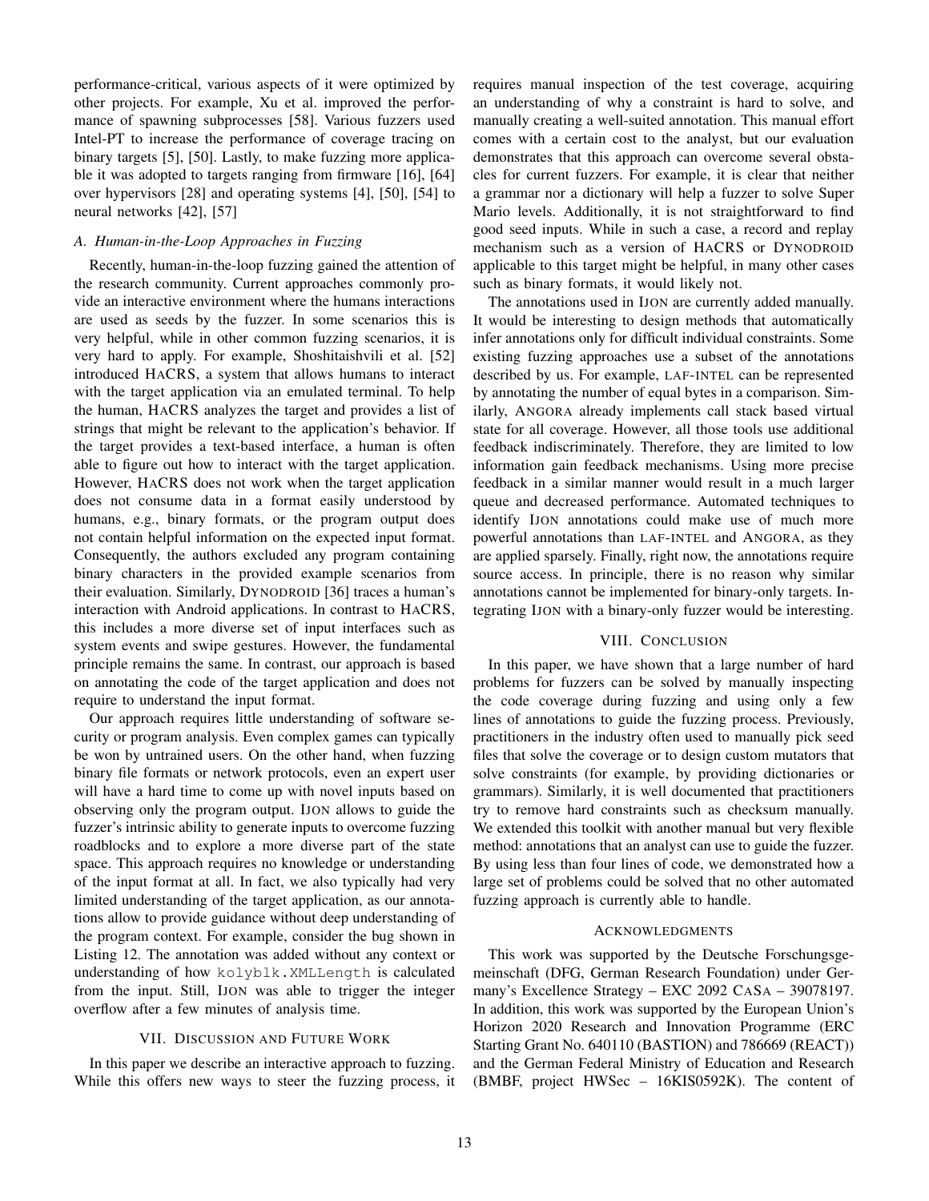performance-critical, various aspects of it were optimized by other projects. For example, Xu et al. improved the performance of spawning subprocesses [58]. Various fuzzers used Intel-PT to increase the performance of coverage tracing on binary targets [5], [50]. Lastly, to make fuzzing more applicable it was adopted to targets ranging from firmware [16], [64] over hypervisors [28] and operating systems [4], [50], [54] to neural networks [42], [57]

### *A. Human-in-the-Loop Approaches in Fuzzing*

Recently, human-in-the-loop fuzzing gained the attention of the research community. Current approaches commonly provide an interactive environment where the humans interactions are used as seeds by the fuzzer. In some scenarios this is very helpful, while in other common fuzzing scenarios, it is very hard to apply. For example, Shoshitaishvili et al. [52] introduced HACRS, a system that allows humans to interact with the target application via an emulated terminal. To help the human, HACRS analyzes the target and provides a list of strings that might be relevant to the application's behavior. If the target provides a text-based interface, a human is often able to figure out how to interact with the target application. However, HACRS does not work when the target application does not consume data in a format easily understood by humans, e.g., binary formats, or the program output does not contain helpful information on the expected input format. Consequently, the authors excluded any program containing binary characters in the provided example scenarios from their evaluation. Similarly, DYNODROID [36] traces a human's interaction with Android applications. In contrast to HACRS, this includes a more diverse set of input interfaces such as system events and swipe gestures. However, the fundamental principle remains the same. In contrast, our approach is based on annotating the code of the target application and does not require to understand the input format.

Our approach requires little understanding of software security or program analysis. Even complex games can typically be won by untrained users. On the other hand, when fuzzing binary file formats or network protocols, even an expert user will have a hard time to come up with novel inputs based on observing only the program output. IJON allows to guide the fuzzer's intrinsic ability to generate inputs to overcome fuzzing roadblocks and to explore a more diverse part of the state space. This approach requires no knowledge or understanding of the input format at all. In fact, we also typically had very limited understanding of the target application, as our annotations allow to provide guidance without deep understanding of the program context. For example, consider the bug shown in Listing 12. The annotation was added without any context or understanding of how `kolyblk.XMLLength` is calculated from the input. Still, IJON was able to trigger the integer overflow after a few minutes of analysis time.

## VII. Discussion and Future Work

In this paper we describe an interactive approach to fuzzing. While this offers new ways to steer the fuzzing process, it requires manual inspection of the test coverage, acquiring an understanding of why a constraint is hard to solve, and manually creating a well-suited annotation. This manual effort comes with a certain cost to the analyst, but our evaluation demonstrates that this approach can overcome several obstacles for current fuzzers. For example, it is clear that neither a grammar nor a dictionary will help a fuzzer to solve Super Mario levels. Additionally, it is not straightforward to find good seed inputs. While in such a case, a record and replay mechanism such as a version of HACRS or DYNODROID applicable to this target might be helpful, in many other cases such as binary formats, it would likely not.

The annotations used in IJON are currently added manually. It would be interesting to design methods that automatically infer annotations only for difficult individual constraints. Some existing fuzzing approaches use a subset of the annotations described by us. For example, LAF-INTEL can be represented by annotating the number of equal bytes in a comparison. Similarly, ANGORA already implements call stack based virtual state for all coverage. However, all those tools use additional feedback indiscriminately. Therefore, they are limited to low information gain feedback mechanisms. Using more precise feedback in a similar manner would result in a much larger queue and decreased performance. Automated techniques to identify IJON annotations could make use of much more powerful annotations than LAF-INTEL and ANGORA, as they are applied sparsely. Finally, right now, the annotations require source access. In principle, there is no reason why similar annotations cannot be implemented for binary-only targets. Integrating IJON with a binary-only fuzzer would be interesting.

## VIII. Conclusion

In this paper, we have shown that a large number of hard problems for fuzzers can be solved by manually inspecting the code coverage during fuzzing and using only a few lines of annotations to guide the fuzzing process. Previously, practitioners in the industry often used to manually pick seed files that solve the coverage or to design custom mutators that solve constraints (for example, by providing dictionaries or grammars). Similarly, it is well documented that practitioners try to remove hard constraints such as checksum manually. We extended this toolkit with another manual but very flexible method: annotations that an analyst can use to guide the fuzzer. By using less than four lines of code, we demonstrated how a large set of problems could be solved that no other automated fuzzing approach is currently able to handle.

## Acknowledgments

This work was supported by the Deutsche Forschungsgemeinschaft (DFG, German Research Foundation) under Germany's Excellence Strategy – EXC 2092 CASA – 39078197. In addition, this work was supported by the European Union's Horizon 2020 Research and Innovation Programme (ERC Starting Grant No. 640110 (BASTION) and 786669 (REACT)) and the German Federal Ministry of Education and Research (BMBF, project HWSec – 16KIS0592K). The content of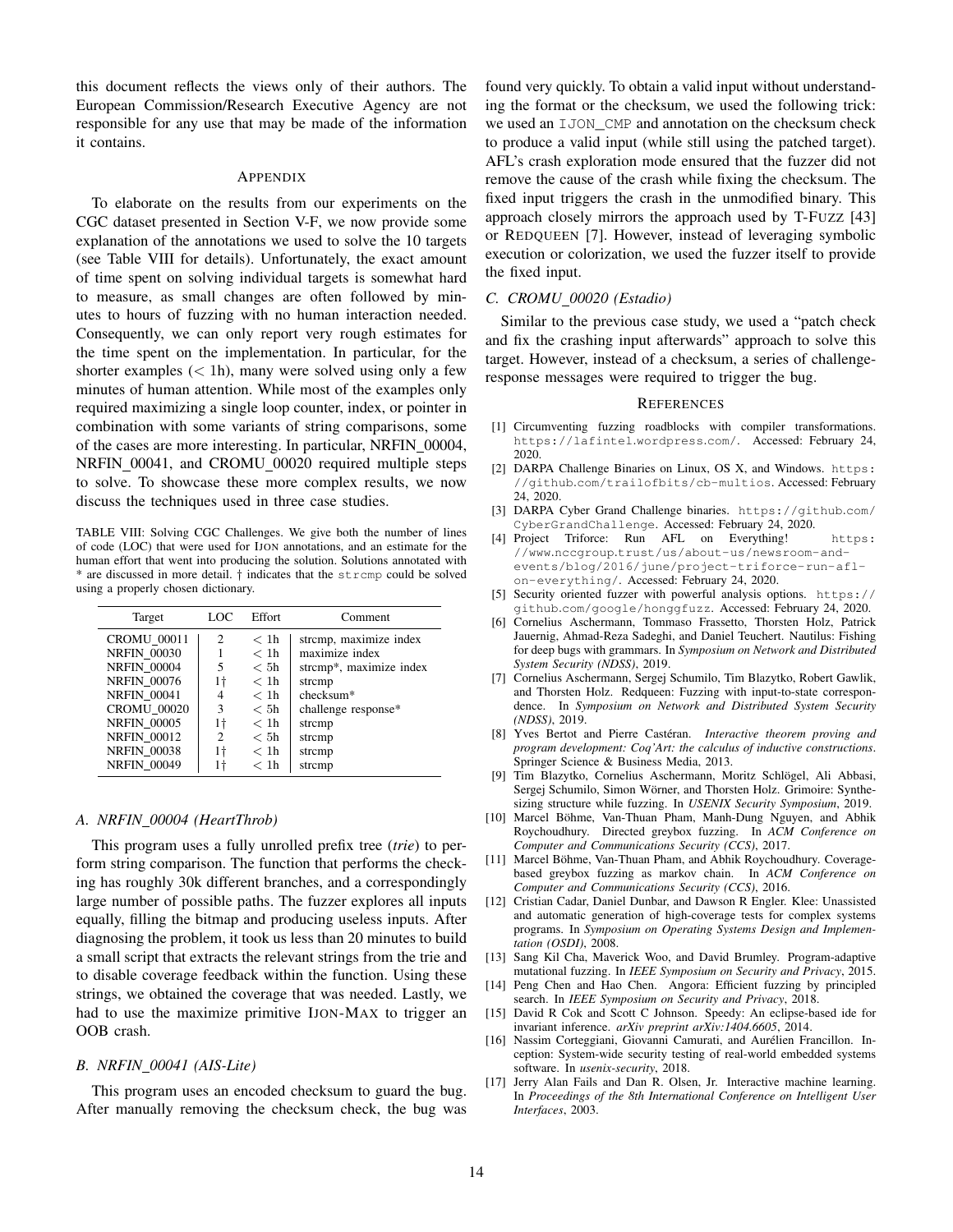this document reflects the views only of their authors. The European Commission/Research Executive Agency are not responsible for any use that may be made of the information it contains.

## APPENDIX

To elaborate on the results from our experiments on the CGC dataset presented in Section V-F, we now provide some explanation of the annotations we used to solve the 10 targets (see Table VIII for details). Unfortunately, the exact amount of time spent on solving individual targets is somewhat hard to measure, as small changes are often followed by minutes to hours of fuzzing with no human interaction needed. Consequently, we can only report very rough estimates for the time spent on the implementation. In particular, for the shorter examples (< 1h), many were solved using only a few minutes of human attention. While most of the examples only required maximizing a single loop counter, index, or pointer in combination with some variants of string comparisons, some of the cases are more interesting. In particular, NRFIN_00004, NRFIN_00041, and CROMU_00020 required multiple steps to solve. To showcase these more complex results, we now discuss the techniques used in three case studies.

TABLE VIII: Solving CGC Challenges. We give both the number of lines of code (LOC) that were used for IJON annotations, and an estimate for the human effort that went into producing the solution. Solutions annotated with * are discussed in more detail. † indicates that the `strcmp` could be solved using a properly chosen dictionary.

| Target | LOC | Effort | Comment |
|---|---|---|---|
| CROMU_00011 | 2 | < 1h | strcmp, maximize index |
| NRFIN_00030 | 1 | < 1h | maximize index |
| NRFIN_00004 | 5 | < 5h | strcmp*, maximize index |
| NRFIN_00076 | 1† | < 1h | strcmp |
| NRFIN_00041 | 4 | < 1h | checksum* |
| CROMU_00020 | 3 | < 5h | challenge response* |
| NRFIN_00005 | 1† | < 1h | strcmp |
| NRFIN_00012 | 2 | < 5h | strcmp |
| NRFIN_00038 | 1† | < 1h | strcmp |
| NRFIN_00049 | 1† | < 1h | strcmp |

### A. NRFIN_00004 (HeartThrob)

This program uses a fully unrolled prefix tree (*trie*) to perform string comparison. The function that performs the checking has roughly 30k different branches, and a correspondingly large number of possible paths. The fuzzer explores all inputs equally, filling the bitmap and producing useless inputs. After diagnosing the problem, it took us less than 20 minutes to build a small script that extracts the relevant strings from the trie and to disable coverage feedback within the function. Using these strings, we obtained the coverage that was needed. Lastly, we had to use the maximize primitive IJON-MAX to trigger an OOB crash.

### B. NRFIN_00041 (AIS-Lite)

This program uses an encoded checksum to guard the bug. After manually removing the checksum check, the bug was found very quickly. To obtain a valid input without understanding the format or the checksum, we used the following trick: we used an `IJON_CMP` and annotation on the checksum check to produce a valid input (while still using the patched target). AFL's crash exploration mode ensured that the fuzzer did not remove the cause of the crash while fixing the checksum. The fixed input triggers the crash in the unmodified binary. This approach closely mirrors the approach used by T-FUZZ [43] or REDQUEEN [7]. However, instead of leveraging symbolic execution or colorization, we used the fuzzer itself to provide the fixed input.

### C. CROMU_00020 (Estadio)

Similar to the previous case study, we used a "patch check and fix the crashing input afterwards" approach to solve this target. However, instead of a checksum, a series of challenge-response messages were required to trigger the bug.

## REFERENCES

[1] Circumventing fuzzing roadblocks with compiler transformations. https://lafintel.wordpress.com/. Accessed: February 24, 2020.

[2] DARPA Challenge Binaries on Linux, OS X, and Windows. https://github.com/trailofbits/cb-multios. Accessed: February 24, 2020.

[3] DARPA Cyber Grand Challenge binaries. https://github.com/CyberGrandChallenge. Accessed: February 24, 2020.

[4] Project Triforce: Run AFL on Everything! https://www.nccgroup.trust/us/about-us/newsroom-and-events/blog/2016/june/project-triforce-run-afl-on-everything/. Accessed: February 24, 2020.

[5] Security oriented fuzzer with powerful analysis options. https://github.com/google/honggfuzz. Accessed: February 24, 2020.

[6] Cornelius Aschermann, Tommaso Frassetto, Thorsten Holz, Patrick Jauernig, Ahmad-Reza Sadeghi, and Daniel Teuchert. Nautilus: Fishing for deep bugs with grammars. In *Symposium on Network and Distributed System Security (NDSS)*, 2019.

[7] Cornelius Aschermann, Sergej Schumilo, Tim Blazytko, Robert Gawlik, and Thorsten Holz. Redqueen: Fuzzing with input-to-state correspondence. In *Symposium on Network and Distributed System Security (NDSS)*, 2019.

[8] Yves Bertot and Pierre Castéran. *Interactive theorem proving and program development: Coq'Art: the calculus of inductive constructions*. Springer Science & Business Media, 2013.

[9] Tim Blazytko, Cornelius Aschermann, Moritz Schlögel, Ali Abbasi, Sergej Schumilo, Simon Wörner, and Thorsten Holz. Grimoire: Synthesizing structure while fuzzing. In *USENIX Security Symposium*, 2019.

[10] Marcel Böhme, Van-Thuan Pham, Manh-Dung Nguyen, and Abhik Roychoudhury. Directed greybox fuzzing. In *ACM Conference on Computer and Communications Security (CCS)*, 2017.

[11] Marcel Böhme, Van-Thuan Pham, and Abhik Roychoudhury. Coverage-based greybox fuzzing as markov chain. In *ACM Conference on Computer and Communications Security (CCS)*, 2016.

[12] Cristian Cadar, Daniel Dunbar, and Dawson R Engler. Klee: Unassisted and automatic generation of high-coverage tests for complex systems programs. In *Symposium on Operating Systems Design and Implementation (OSDI)*, 2008.

[13] Sang Kil Cha, Maverick Woo, and David Brumley. Program-adaptive mutational fuzzing. In *IEEE Symposium on Security and Privacy*, 2015.

[14] Peng Chen and Hao Chen. Angora: Efficient fuzzing by principled search. In *IEEE Symposium on Security and Privacy*, 2018.

[15] David R Cok and Scott C Johnson. Speedy: An eclipse-based ide for invariant inference. *arXiv preprint arXiv:1404.6605*, 2014.

[16] Nassim Corteggiani, Giovanni Camurati, and Aurélien Francillon. Inception: System-wide security testing of real-world embedded systems software. In *usenix-security*, 2018.

[17] Jerry Alan Fails and Dan R. Olsen, Jr. Interactive machine learning. In *Proceedings of the 8th International Conference on Intelligent User Interfaces*, 2003.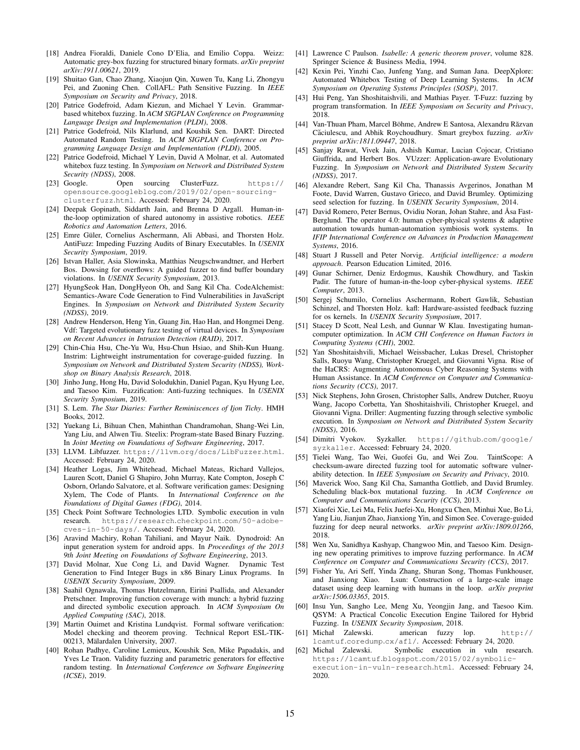[18] Andrea Fioraldi, Daniele Cono D'Elia, and Emilio Coppa. Weizz: Automatic grey-box fuzzing for structured binary formats. *arXiv preprint arXiv:1911.00621*, 2019.

[19] Shuitao Gan, Chao Zhang, Xiaojun Qin, Xuwen Tu, Kang Li, Zhongyu Pei, and Zuoning Chen. CollAFL: Path Sensitive Fuzzing. In *IEEE Symposium on Security and Privacy*, 2018.

[20] Patrice Godefroid, Adam Kiezun, and Michael Y Levin. Grammar-based whitebox fuzzing. In *ACM SIGPLAN Conference on Programming Language Design and Implementation (PLDI)*, 2008.

[21] Patrice Godefroid, Nils Klarlund, and Koushik Sen. DART: Directed Automated Random Testing. In *ACM SIGPLAN Conference on Programming Language Design and Implementation (PLDI)*, 2005.

[22] Patrice Godefroid, Michael Y Levin, David A Molnar, et al. Automated whitebox fuzz testing. In *Symposium on Network and Distributed System Security (NDSS)*, 2008.

[23] Google. Open sourcing ClusterFuzz. https://opensource.googleblog.com/2019/02/open-sourcing-clusterfuzz.html. Accessed: February 24, 2020.

[24] Deepak Gopinath, Siddarth Jain, and Brenna D Argall. Human-in-the-loop optimization of shared autonomy in assistive robotics. *IEEE Robotics and Automation Letters*, 2016.

[25] Emre Güler, Cornelius Aschermann, Ali Abbasi, and Thorsten Holz. AntiFuzz: Impeding Fuzzing Audits of Binary Executables. In *USENIX Security Symposium*, 2019.

[26] Istvan Haller, Asia Slowinska, Matthias Neugschwandtner, and Herbert Bos. Dowsing for overflows: A guided fuzzer to find buffer boundary violations. In *USENIX Security Symposium*, 2013.

[27] HyungSeok Han, DongHyeon Oh, and Sang Kil Cha. CodeAlchemist: Semantics-Aware Code Generation to Find Vulnerabilities in JavaScript Engines. In *Symposium on Network and Distributed System Security (NDSS)*, 2019.

[28] Andrew Henderson, Heng Yin, Guang Jin, Hao Han, and Hongmei Deng. Vdf: Targeted evolutionary fuzz testing of virtual devices. In *Symposium on Recent Advances in Intrusion Detection (RAID)*, 2017.

[29] Chin-Chia Hsu, Che-Yu Wu, Hsu-Chun Hsiao, and Shih-Kun Huang. Instrim: Lightweight instrumentation for coverage-guided fuzzing. In *Symposium on Network and Distributed System Security (NDSS), Workshop on Binary Analysis Research*, 2018.

[30] Jinho Jung, Hong Hu, David Solodukhin, Daniel Pagan, Kyu Hyung Lee, and Taesoo Kim. Fuzzification: Anti-fuzzing techniques. In *USENIX Security Symposium*, 2019.

[31] S. Lem. *The Star Diaries: Further Reminiscences of Ijon Tichy*. HMH Books, 2012.

[32] Yuekang Li, Bihuan Chen, Mahinthan Chandramohan, Shang-Wei Lin, Yang Liu, and Alwen Tiu. Steelix: Program-state Based Binary Fuzzing. In *Joint Meeting on Foundations of Software Engineering*, 2017.

[33] LLVM. Libfuzzer. https://llvm.org/docs/LibFuzzer.html. Accessed: February 24, 2020.

[34] Heather Logas, Jim Whitehead, Michael Mateas, Richard Vallejos, Lauren Scott, Daniel G Shapiro, John Murray, Kate Compton, Joseph C Osborn, Orlando Salvatore, et al. Software verification games: Designing Xylem, The Code of Plants. In *International Conference on the Foundations of Digital Games (FDG)*, 2014.

[35] Check Point Software Technologies LTD. Symbolic execution in vuln research. https://research.checkpoint.com/50-adobe-cves-in-50-days/. Accessed: February 24, 2020.

[36] Aravind Machiry, Rohan Tahiliani, and Mayur Naik. Dynodroid: An input generation system for android apps. In *Proceedings of the 2013 9th Joint Meeting on Foundations of Software Engineering*, 2013.

[37] David Molnar, Xue Cong Li, and David Wagner. Dynamic Test Generation to Find Integer Bugs in x86 Binary Linux Programs. In *USENIX Security Symposium*, 2009.

[38] Saahil Ognawala, Thomas Hutzelmann, Eirini Psallida, and Alexander Pretschner. Improving function coverage with munch: a hybrid fuzzing and directed symbolic execution approach. In *ACM Symposium On Applied Computing (SAC)*, 2018.

[39] Martin Ouimet and Kristina Lundqvist. Formal software verification: Model checking and theorem proving. Technical Report ESL-TIK-00213, Mälardalen University, 2007.

[40] Rohan Padhye, Caroline Lemieux, Koushik Sen, Mike Papadakis, and Yves Le Traon. Validity fuzzing and parametric generators for effective random testing. In *International Conference on Software Engineering (ICSE)*, 2019.

[41] Lawrence C Paulson. *Isabelle: A generic theorem prover*, volume 828. Springer Science & Business Media, 1994.

[42] Kexin Pei, Yinzhi Cao, Junfeng Yang, and Suman Jana. DeepXplore: Automated Whitebox Testing of Deep Learning Systems. In *ACM Symposium on Operating Systems Principles (SOSP)*, 2017.

[43] Hui Peng, Yan Shoshitaishvili, and Mathias Payer. T-Fuzz: fuzzing by program transformation. In *IEEE Symposium on Security and Privacy*, 2018.

[44] Van-Thuan Pham, Marcel Böhme, Andrew E Santosa, Alexandru Răzvan Căciulescu, and Abhik Roychoudhury. Smart greybox fuzzing. *arXiv preprint arXiv:1811.09447*, 2018.

[45] Sanjay Rawat, Vivek Jain, Ashish Kumar, Lucian Cojocar, Cristiano Giuffrida, and Herbert Bos. VUzzer: Application-aware Evolutionary Fuzzing. In *Symposium on Network and Distributed System Security (NDSS)*, 2017.

[46] Alexandre Rebert, Sang Kil Cha, Thanassis Avgerinos, Jonathan M Foote, David Warren, Gustavo Grieco, and David Brumley. Optimizing seed selection for fuzzing. In *USENIX Security Symposium*, 2014.

[47] David Romero, Peter Bernus, Ovidiu Noran, Johan Stahre, and Åsa Fast-Berglund. The operator 4.0: human cyber-physical systems & adaptive automation towards human-automation symbiosis work systems. In *IFIP International Conference on Advances in Production Management Systems*, 2016.

[48] Stuart J Russell and Peter Norvig. *Artificial intelligence: a modern approach*. Pearson Education Limited, 2016.

[49] Gunar Schirner, Deniz Erdogmus, Kaushik Chowdhury, and Taskin Padir. The future of human-in-the-loop cyber-physical systems. *IEEE Computer*, 2013.

[50] Sergej Schumilo, Cornelius Aschermann, Robert Gawlik, Sebastian Schinzel, and Thorsten Holz. kafl: Hardware-assisted feedback fuzzing for os kernels. In *USENIX Security Symposium*, 2017.

[51] Stacey D Scott, Neal Lesh, and Gunnar W Klau. Investigating human-computer optimization. In *ACM CHI Conference on Human Factors in Computing Systems (CHI)*, 2002.

[52] Yan Shoshitaishvili, Michael Weissbacher, Lukas Dresel, Christopher Salls, Ruoyu Wang, Christopher Kruegel, and Giovanni Vigna. Rise of the HaCRS: Augmenting Autonomous Cyber Reasoning Systems with Human Assistance. In *ACM Conference on Computer and Communications Security (CCS)*, 2017.

[53] Nick Stephens, John Grosen, Christopher Salls, Andrew Dutcher, Ruoyu Wang, Jacopo Corbetta, Yan Shoshitaishvili, Christopher Kruegel, and Giovanni Vigna. Driller: Augmenting fuzzing through selective symbolic execution. In *Symposium on Network and Distributed System Security (NDSS)*, 2016.

[54] Dimitri Vyokov. Syzkaller. https://github.com/google/syzkaller. Accessed: February 24, 2020.

[55] Tielei Wang, Tao Wei, Guofei Gu, and Wei Zou. TaintScope: A checksum-aware directed fuzzing tool for automatic software vulnerability detection. In *IEEE Symposium on Security and Privacy*, 2010.

[56] Maverick Woo, Sang Kil Cha, Samantha Gottlieb, and David Brumley. Scheduling black-box mutational fuzzing. In *ACM Conference on Computer and Communications Security (CCS)*, 2013.

[57] Xiaofei Xie, Lei Ma, Felix Juefei-Xu, Hongxu Chen, Minhui Xue, Bo Li, Yang Liu, Jianjun Zhao, Jianxiong Yin, and Simon See. Coverage-guided fuzzing for deep neural networks. *arXiv preprint arXiv:1809.01266*, 2018.

[58] Wen Xu, Sanidhya Kashyap, Changwoo Min, and Taesoo Kim. Designing new operating primitives to improve fuzzing performance. In *ACM Conference on Computer and Communications Security (CCS)*, 2017.

[59] Fisher Yu, Ari Seff, Yinda Zhang, Shuran Song, Thomas Funkhouser, and Jianxiong Xiao. Lsun: Construction of a large-scale image dataset using deep learning with humans in the loop. *arXiv preprint arXiv:1506.03365*, 2015.

[60] Insu Yun, Sangho Lee, Meng Xu, Yeongjin Jang, and Taesoo Kim. QSYM: A Practical Concolic Execution Engine Tailored for Hybrid Fuzzing. In *USENIX Security Symposium*, 2018.

[61] Michał Zalewski. american fuzzy lop. http://lcamtuf.coredump.cx/afl/. Accessed: February 24, 2020.

[62] Michal Zalewski. Symbolic execution in vuln research. https://lcamtuf.blogspot.com/2015/02/symbolic-execution-in-vuln-research.html. Accessed: February 24, 2020.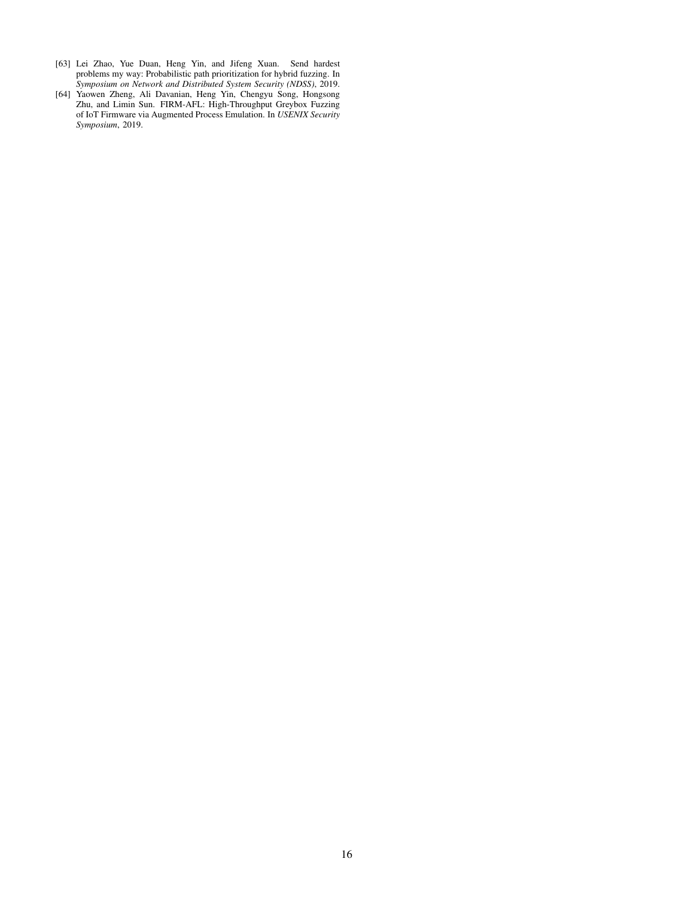[63] Lei Zhao, Yue Duan, Heng Yin, and Jifeng Xuan. Send hardest problems my way: Probabilistic path prioritization for hybrid fuzzing. In *Symposium on Network and Distributed System Security (NDSS)*, 2019.

[64] Yaowen Zheng, Ali Davanian, Heng Yin, Chengyu Song, Hongsong Zhu, and Limin Sun. FIRM-AFL: High-Throughput Greybox Fuzzing of IoT Firmware via Augmented Process Emulation. In *USENIX Security Symposium*, 2019.